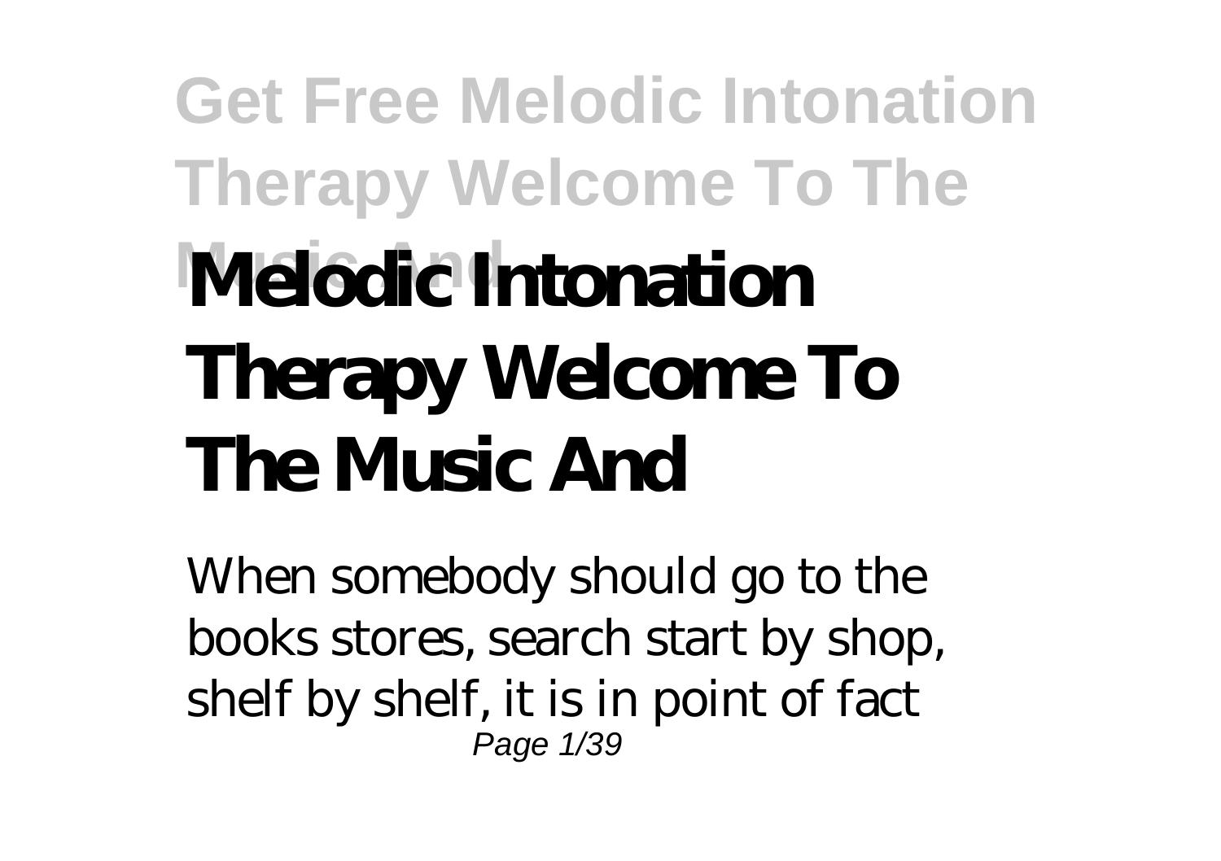# Melodic Intonation Therapy Welcome To The Music And

When somebody should go to the books stores, search start by shop, shelf by shelf, it is in point of fact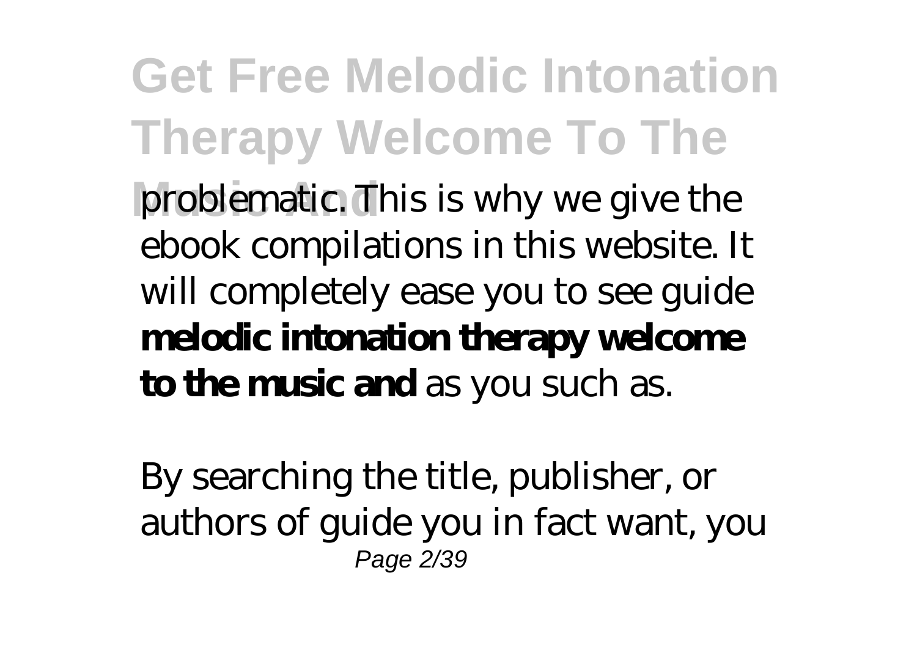problematic. This is why we give the ebook compilations in this website. It will completely ease you to see guide **melodic intonation therapy welcome to the music and** as you such as.

By searching the title, publisher, or authors of guide you in fact want, you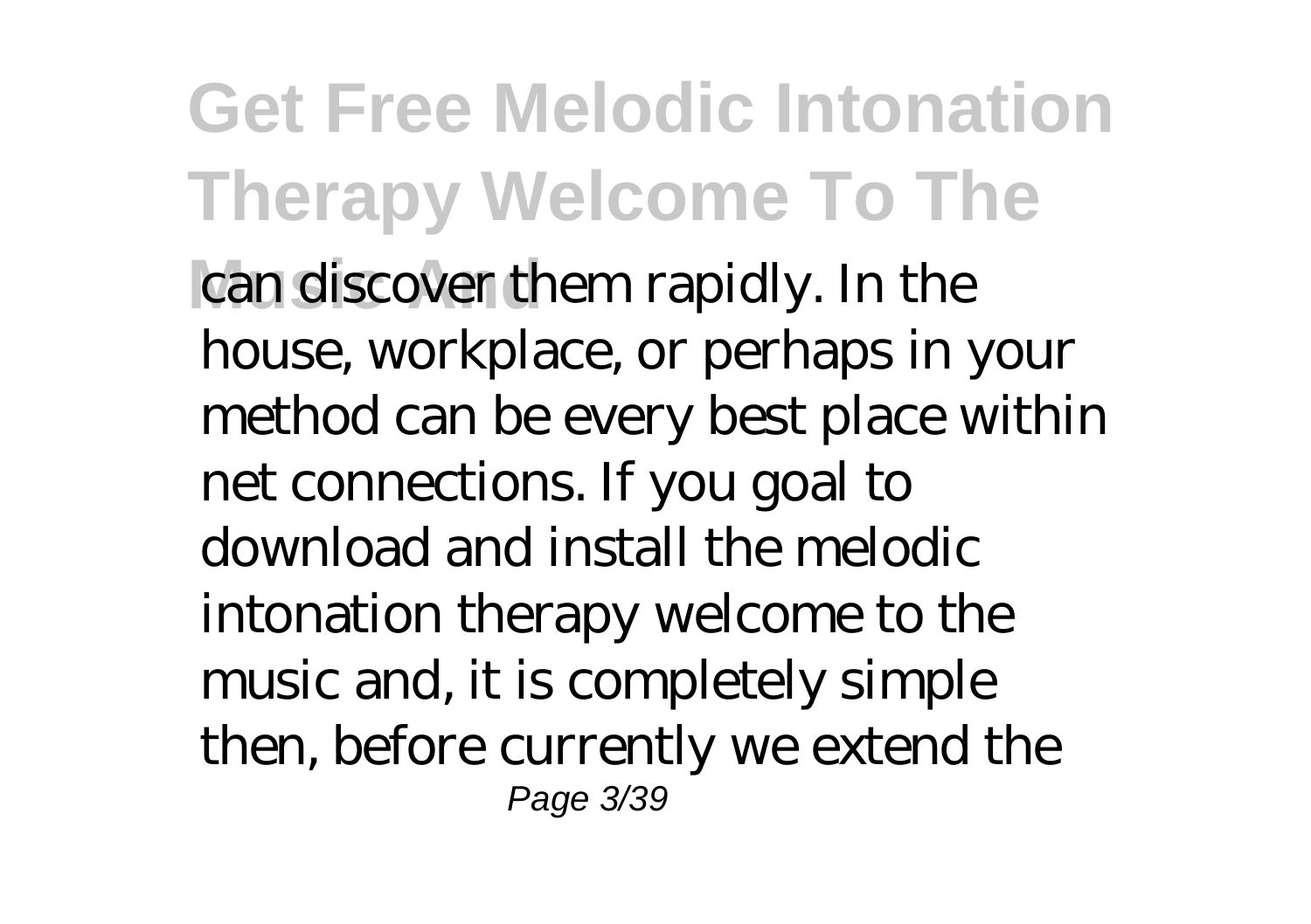can discover them rapidly. In the house, workplace, or perhaps in your method can be every best place within net connections. If you goal to download and install the melodic intonation therapy welcome to the music and, it is completely simple then, before currently we extend the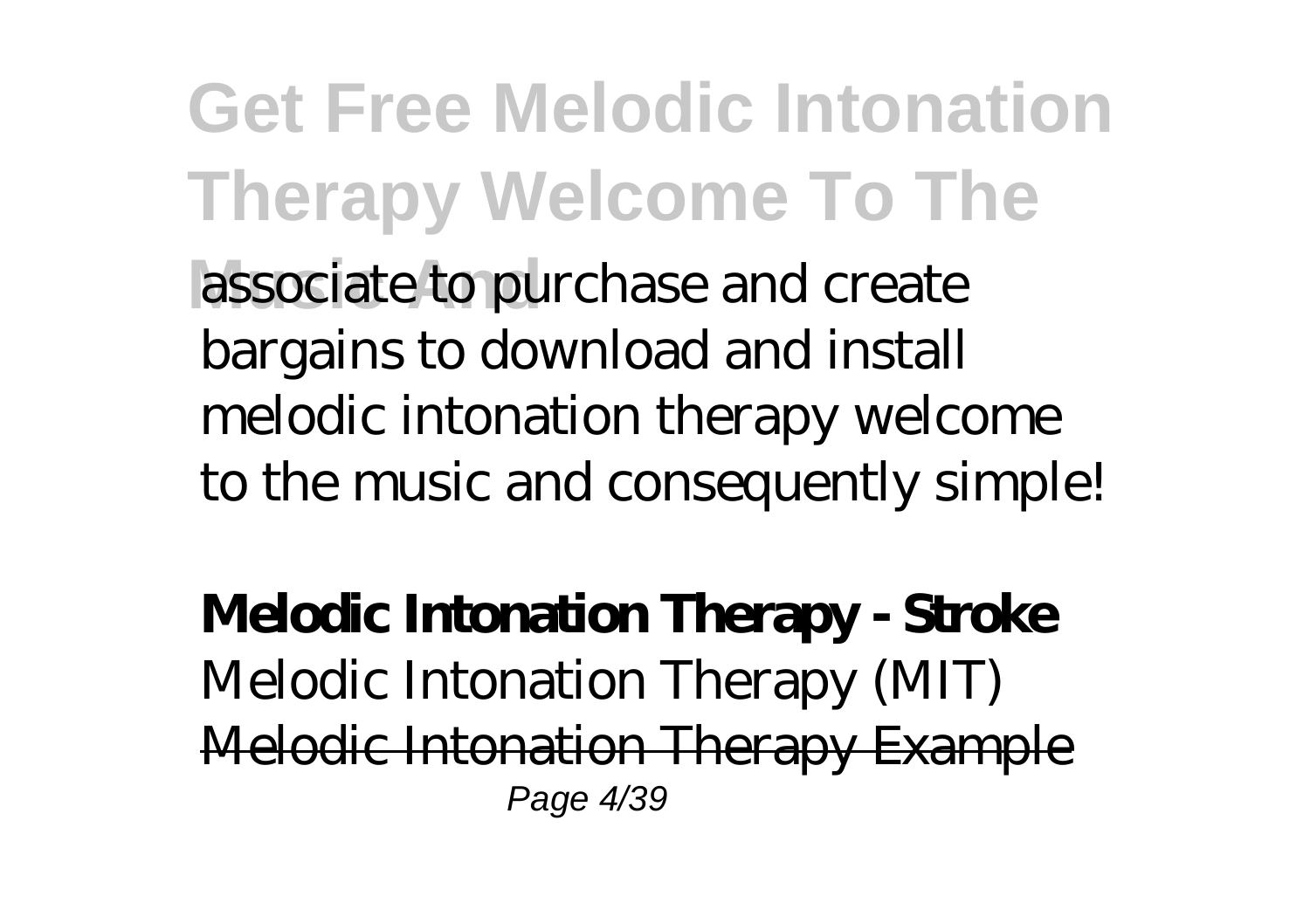associate to purchase and create bargains to download and install melodic intonation therapy welcome to the music and consequently simple!

**Melodic Intonation Therapy - Stroke**

Melodic Intonation Therapy (MIT)

Melodic Intonation Therapy Example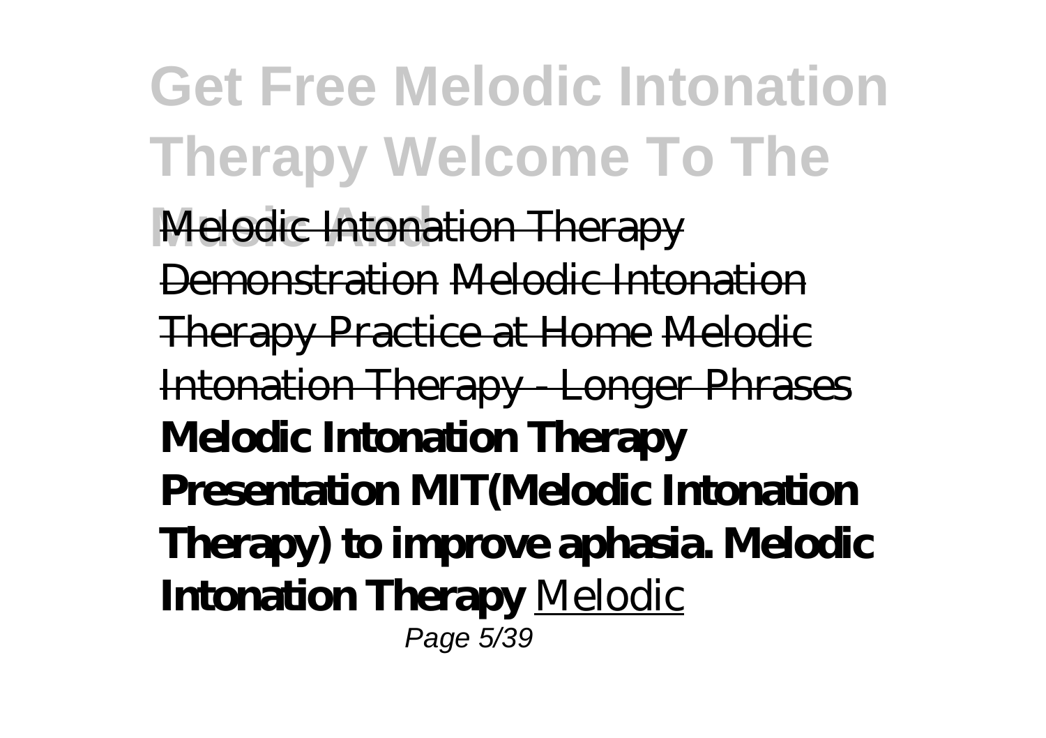~~Melodic Intonation Therapy Demonstration~~ ~~Melodic Intonation Therapy Practice at Home~~ ~~Melodic Intonation Therapy - Longer Phrases~~ **Melodic Intonation Therapy Presentation MIT(Melodic Intonation Therapy) to improve aphasia. Melodic Intonation Therapy** Melodic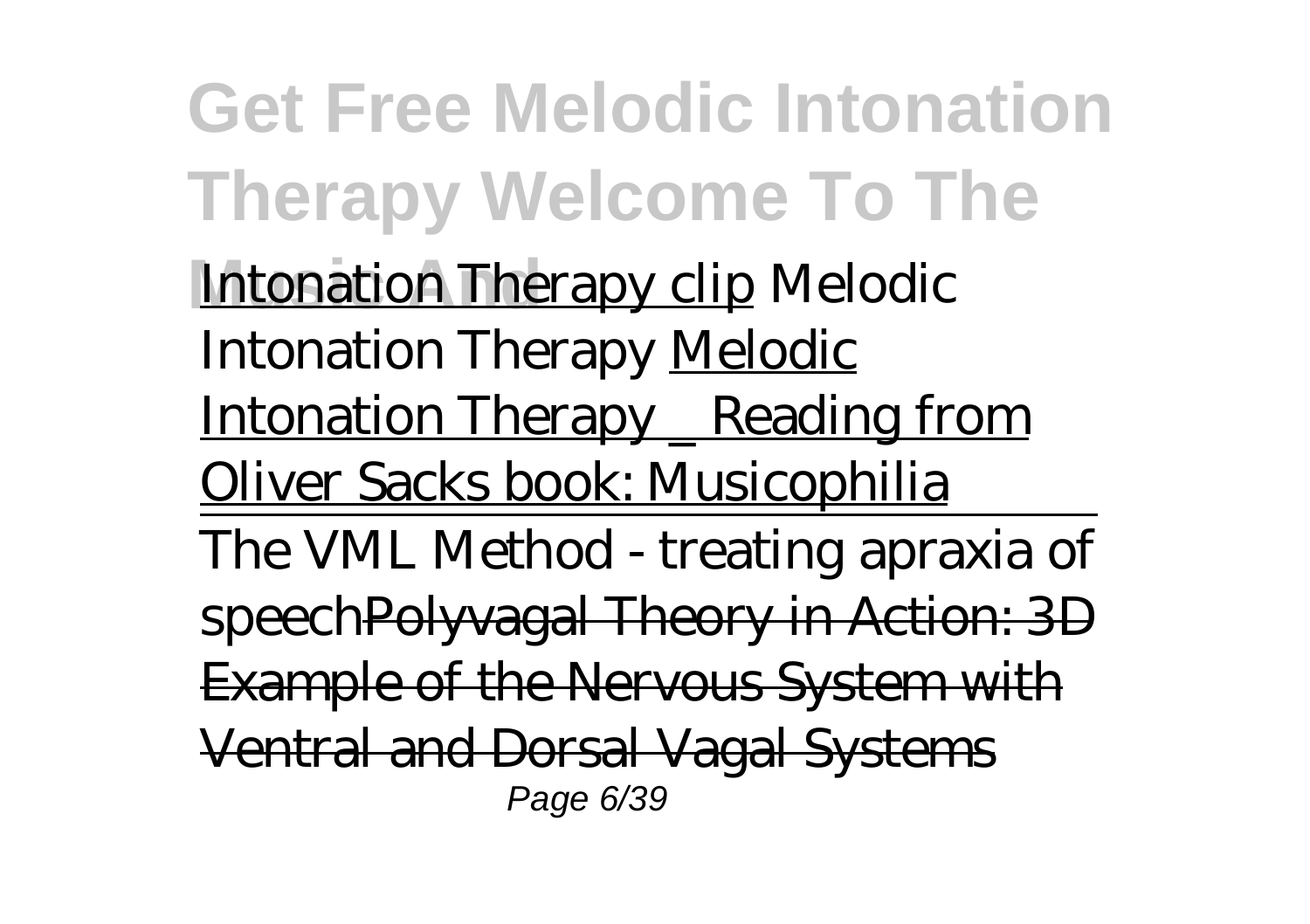Intonation Therapy clip *Melodic Intonation Therapy* Melodic Intonation Therapy _ Reading from Oliver Sacks book: Musicophilia

The VML Method - treating apraxia of speech~~Polyvagal Theory in Action: 3D Example of the Nervous System with Ventral and Dorsal Vagal Systems~~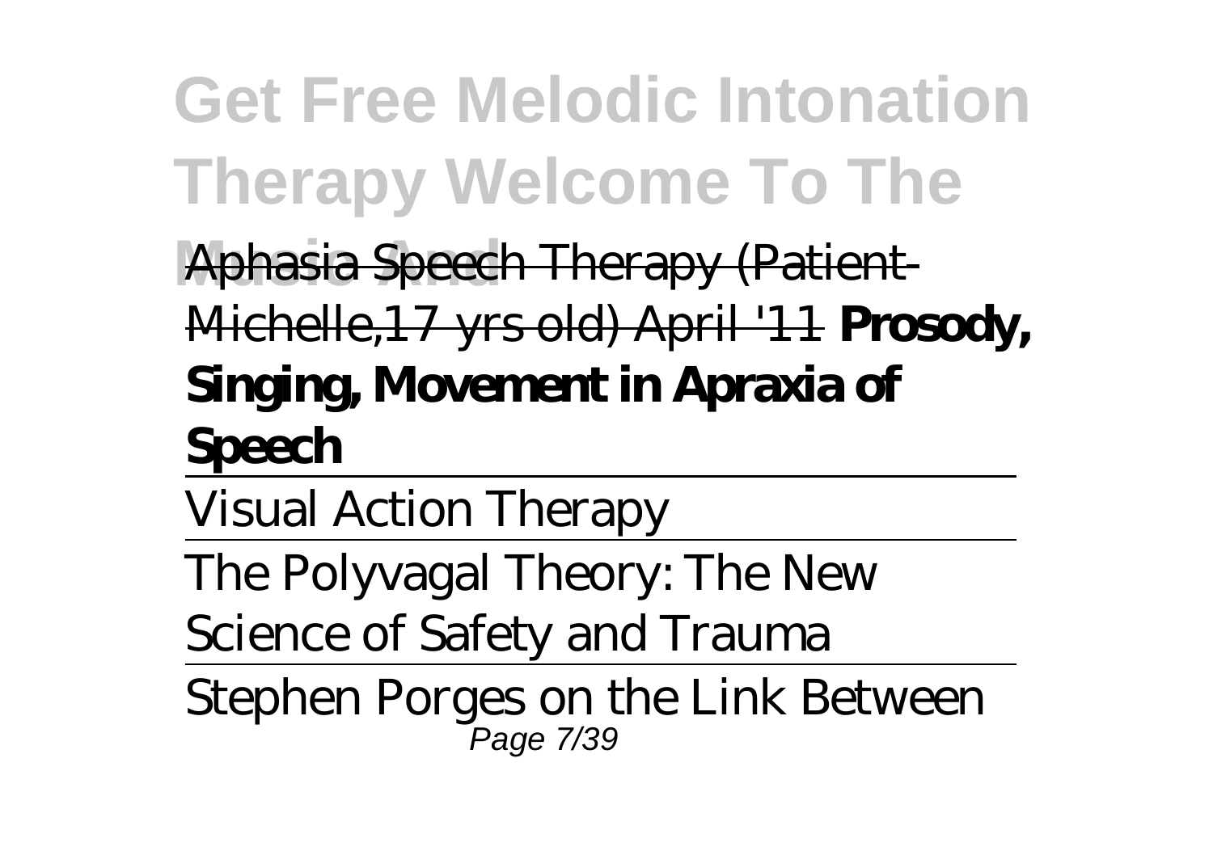Aphasia Speech Therapy (Patient-Michelle,17 yrs old) April '11 **Prosody, Singing, Movement in Apraxia of Speech**

---

Visual Action Therapy

---

The Polyvagal Theory: The New Science of Safety and Trauma

---

Stephen Porges on the Link Between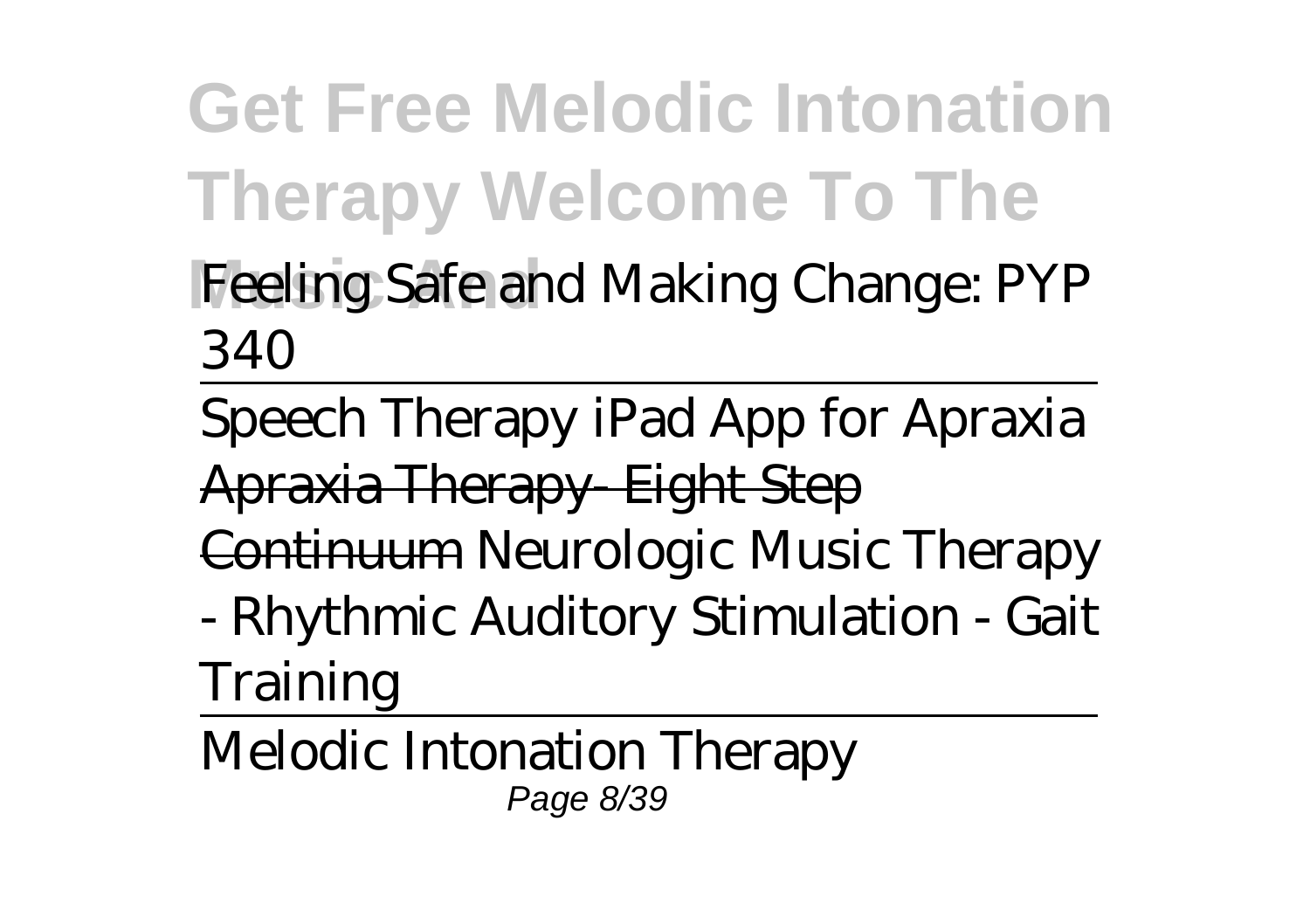*Feeling Safe and Making Change: PYP 340*

Speech Therapy iPad App for Apraxia

~~Apraxia Therapy- Eight Step Continuum~~ *Neurologic Music Therapy - Rhythmic Auditory Stimulation - Gait Training*

Melodic Intonation Therapy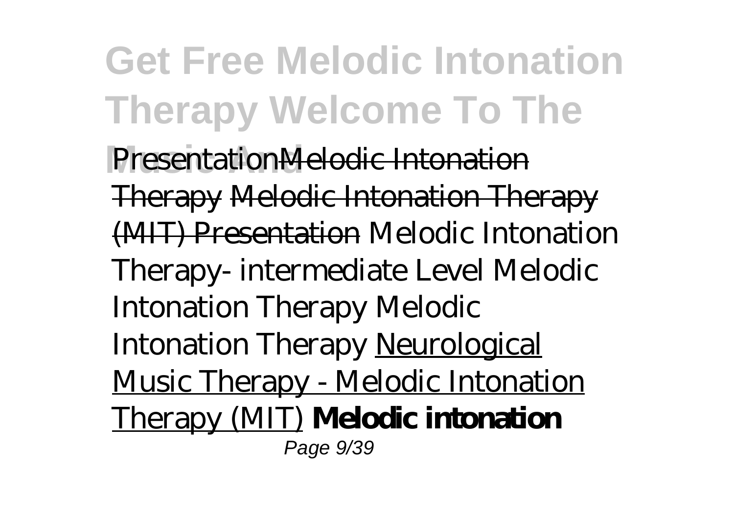# Get Free Melodic Intonation Therapy Welcome To The Music And

*Presentation*~~Melodic Intonation Therapy~~ ~~Melodic Intonation Therapy (MIT) Presentation~~ *Melodic Intonation Therapy- intermediate Level Melodic Intonation Therapy Melodic Intonation Therapy* Neurological Music Therapy - Melodic Intonation Therapy (MIT) **Melodic intonation**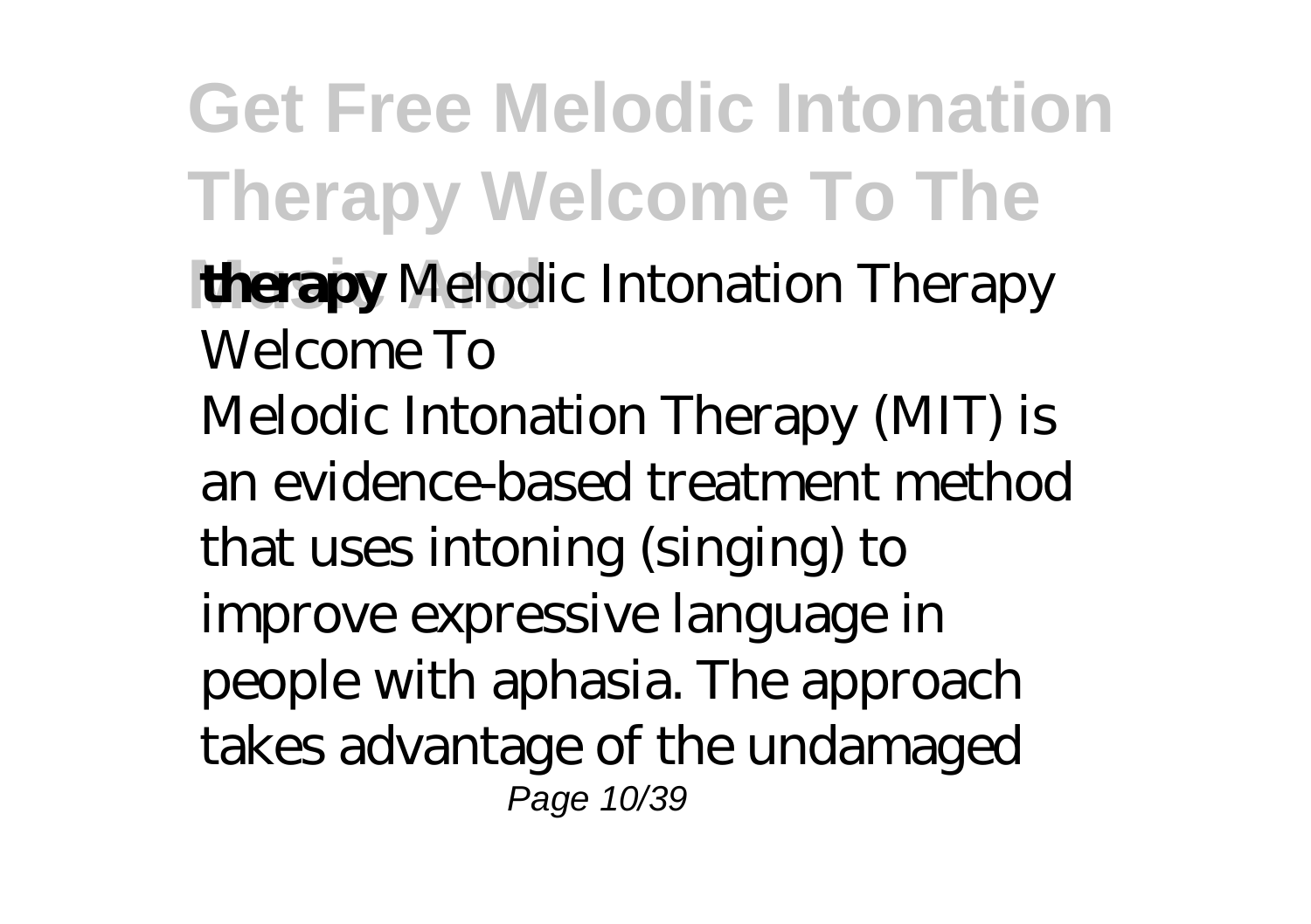**therapy** *Melodic Intonation Therapy Welcome To*

Melodic Intonation Therapy (MIT) is an evidence-based treatment method that uses intoning (singing) to improve expressive language in people with aphasia. The approach takes advantage of the undamaged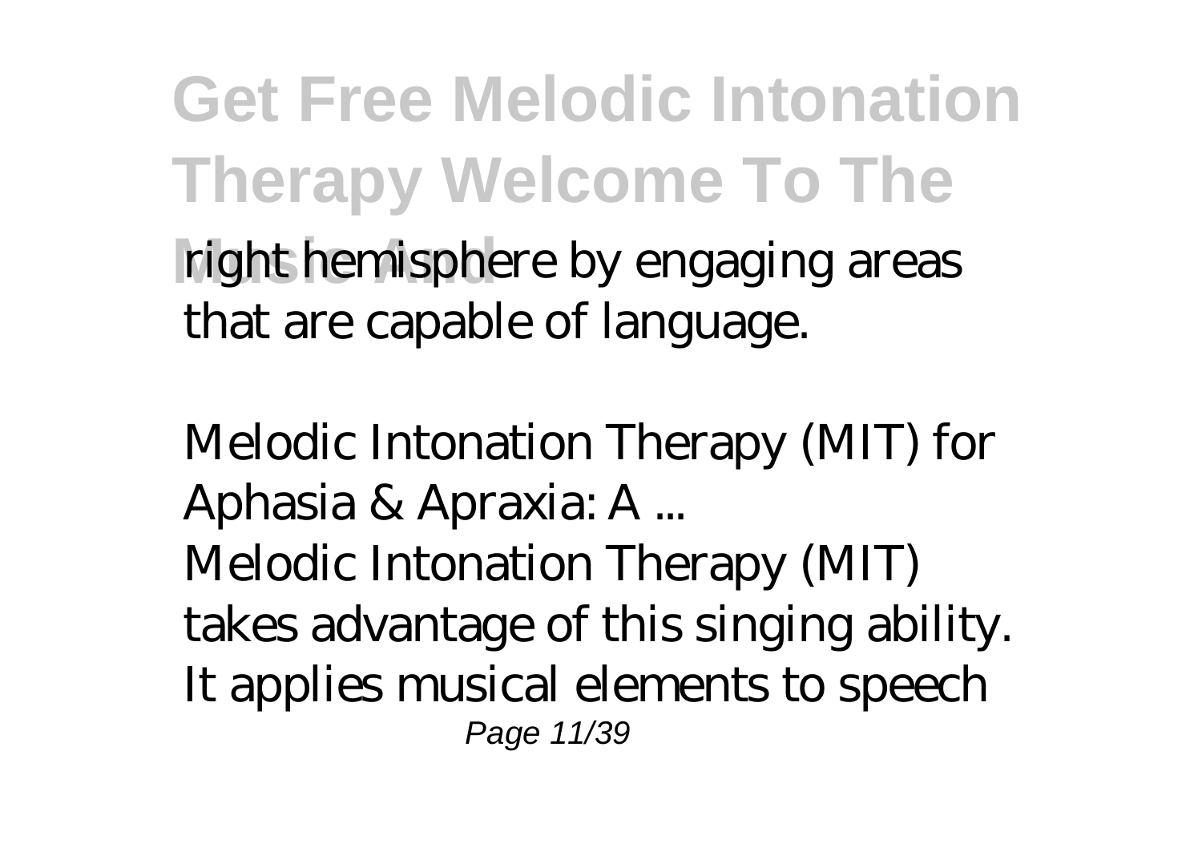right hemisphere by engaging areas that are capable of language.

*Melodic Intonation Therapy (MIT) for Aphasia & Apraxia: A ...*

Melodic Intonation Therapy (MIT) takes advantage of this singing ability. It applies musical elements to speech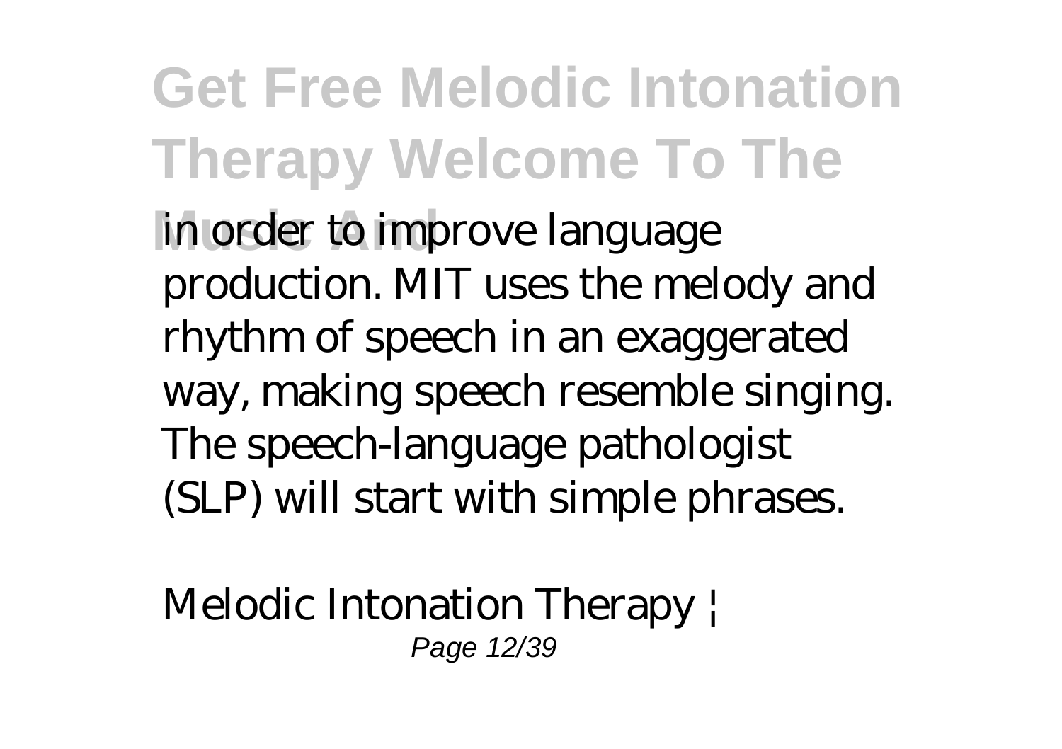in order to improve language production. MIT uses the melody and rhythm of speech in an exaggerated way, making speech resemble singing. The speech-language pathologist (SLP) will start with simple phrases.

*Melodic Intonation Therapy |*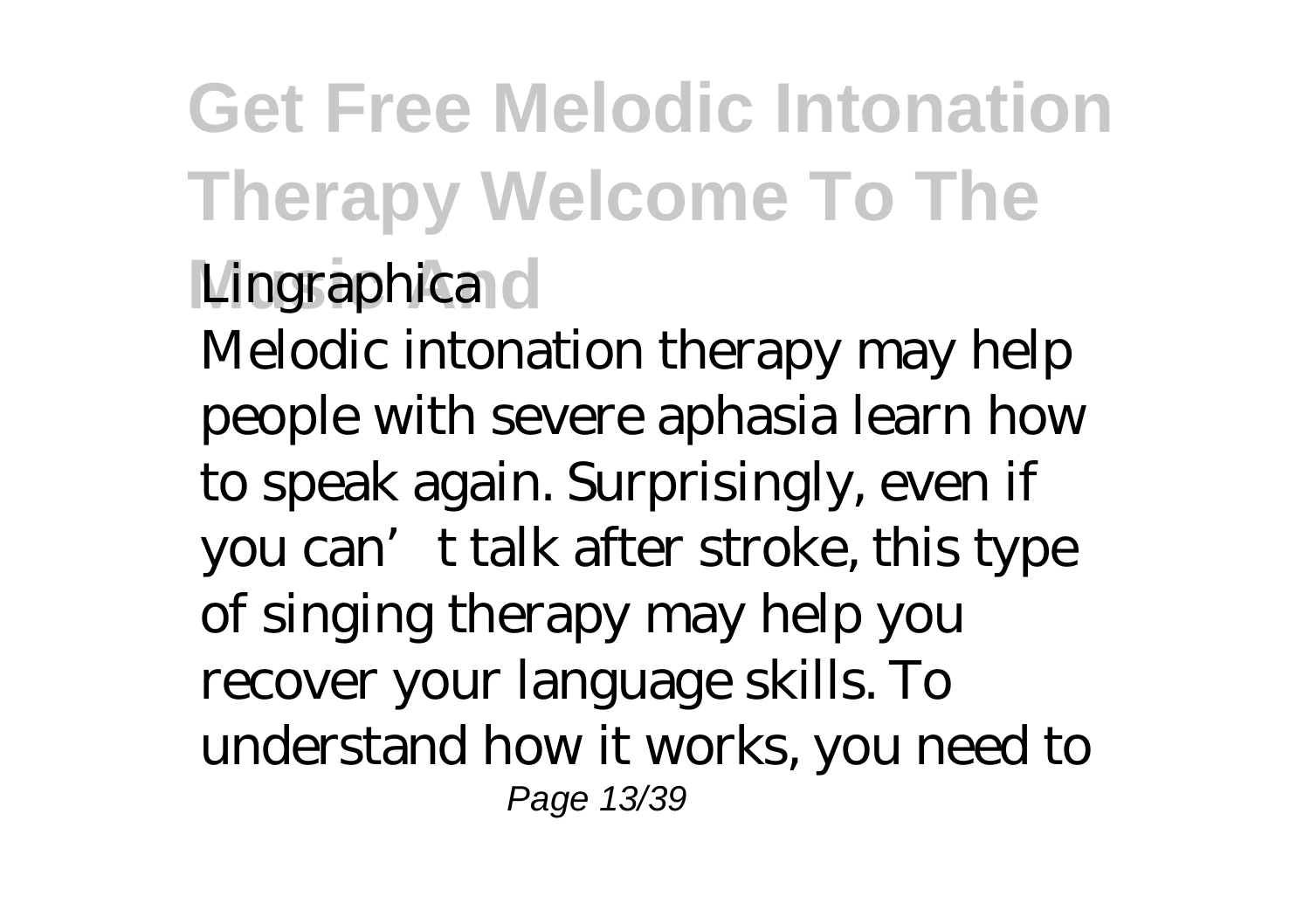*Lingraphica*

Melodic intonation therapy may help people with severe aphasia learn how to speak again. Surprisingly, even if you can't talk after stroke, this type of singing therapy may help you recover your language skills. To understand how it works, you need to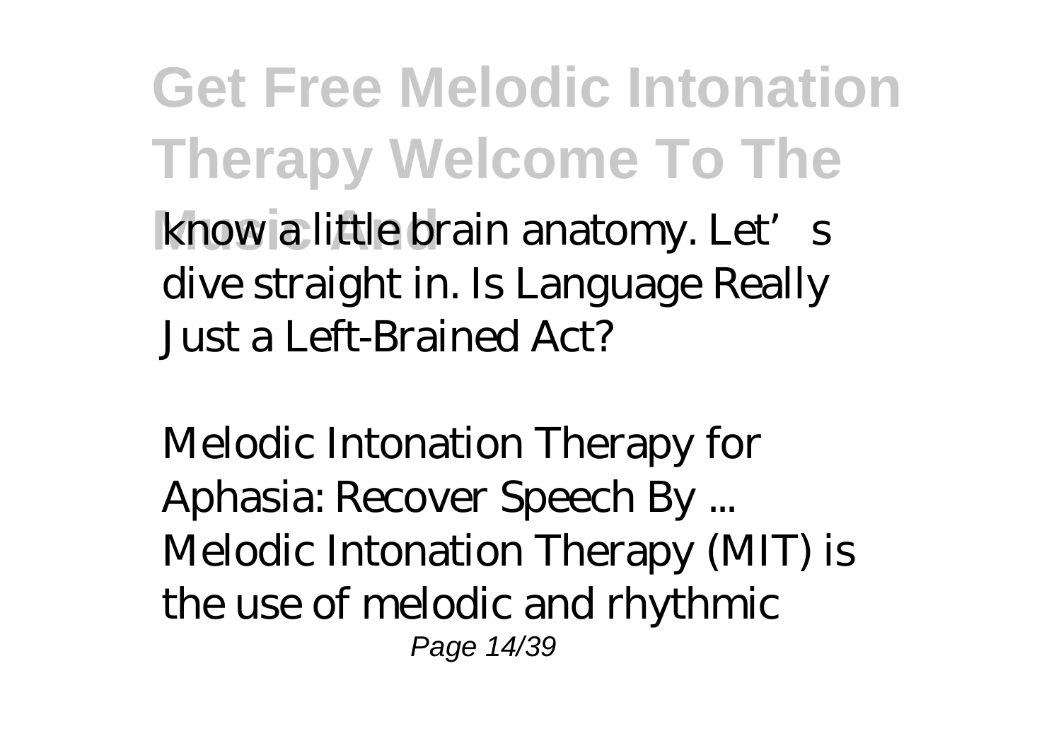know a little brain anatomy. Let's dive straight in. Is Language Really Just a Left-Brained Act?

*Melodic Intonation Therapy for Aphasia: Recover Speech By ...*

Melodic Intonation Therapy (MIT) is the use of melodic and rhythmic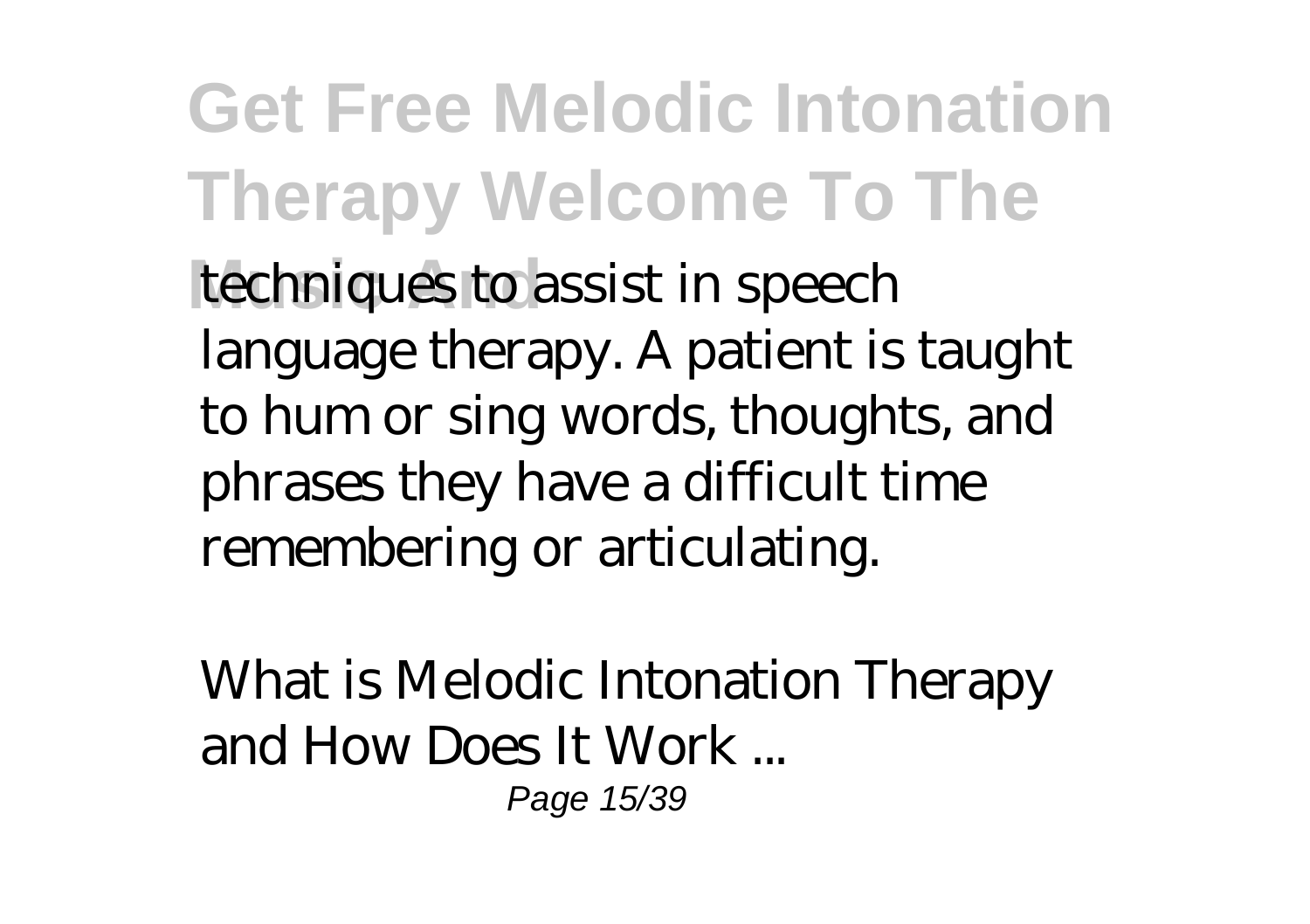techniques to assist in speech language therapy. A patient is taught to hum or sing words, thoughts, and phrases they have a difficult time remembering or articulating.

*What is Melodic Intonation Therapy and How Does It Work ...*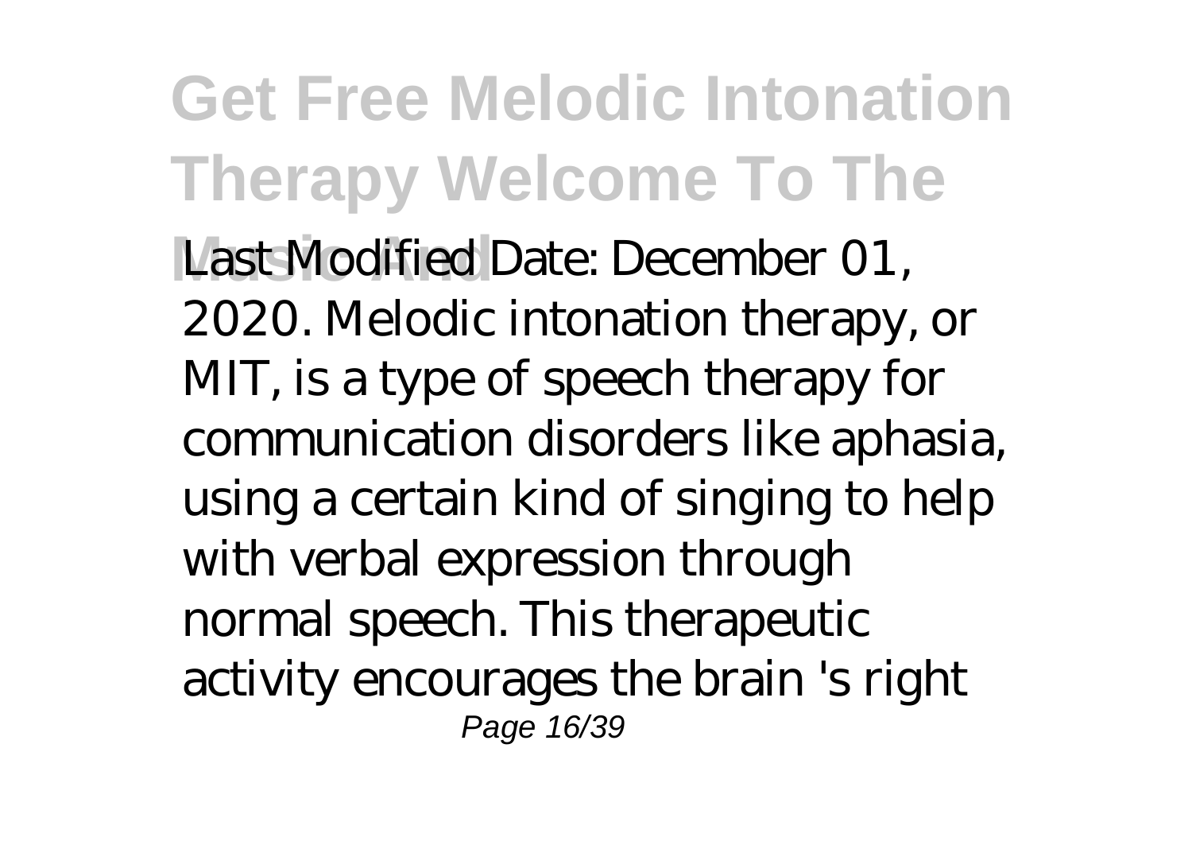Last Modified Date: December 01, 2020. Melodic intonation therapy, or MIT, is a type of speech therapy for communication disorders like aphasia, using a certain kind of singing to help with verbal expression through normal speech. This therapeutic activity encourages the brain 's right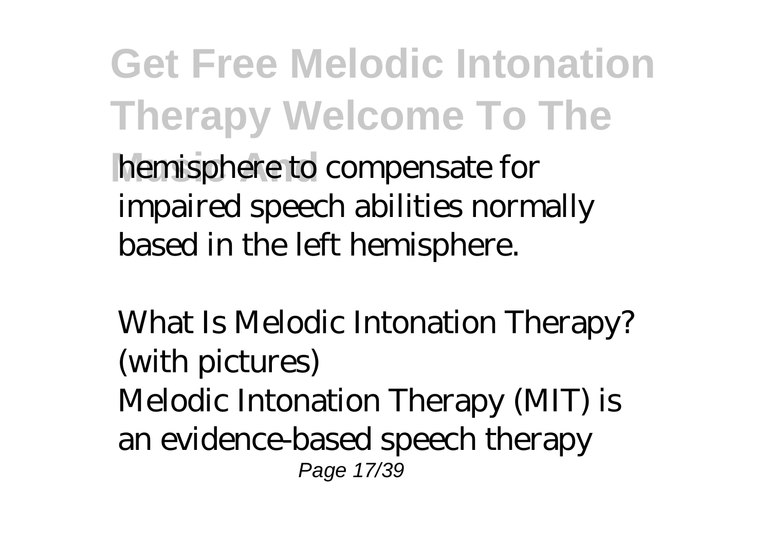hemisphere to compensate for impaired speech abilities normally based in the left hemisphere.

*What Is Melodic Intonation Therapy? (with pictures)*

Melodic Intonation Therapy (MIT) is an evidence-based speech therapy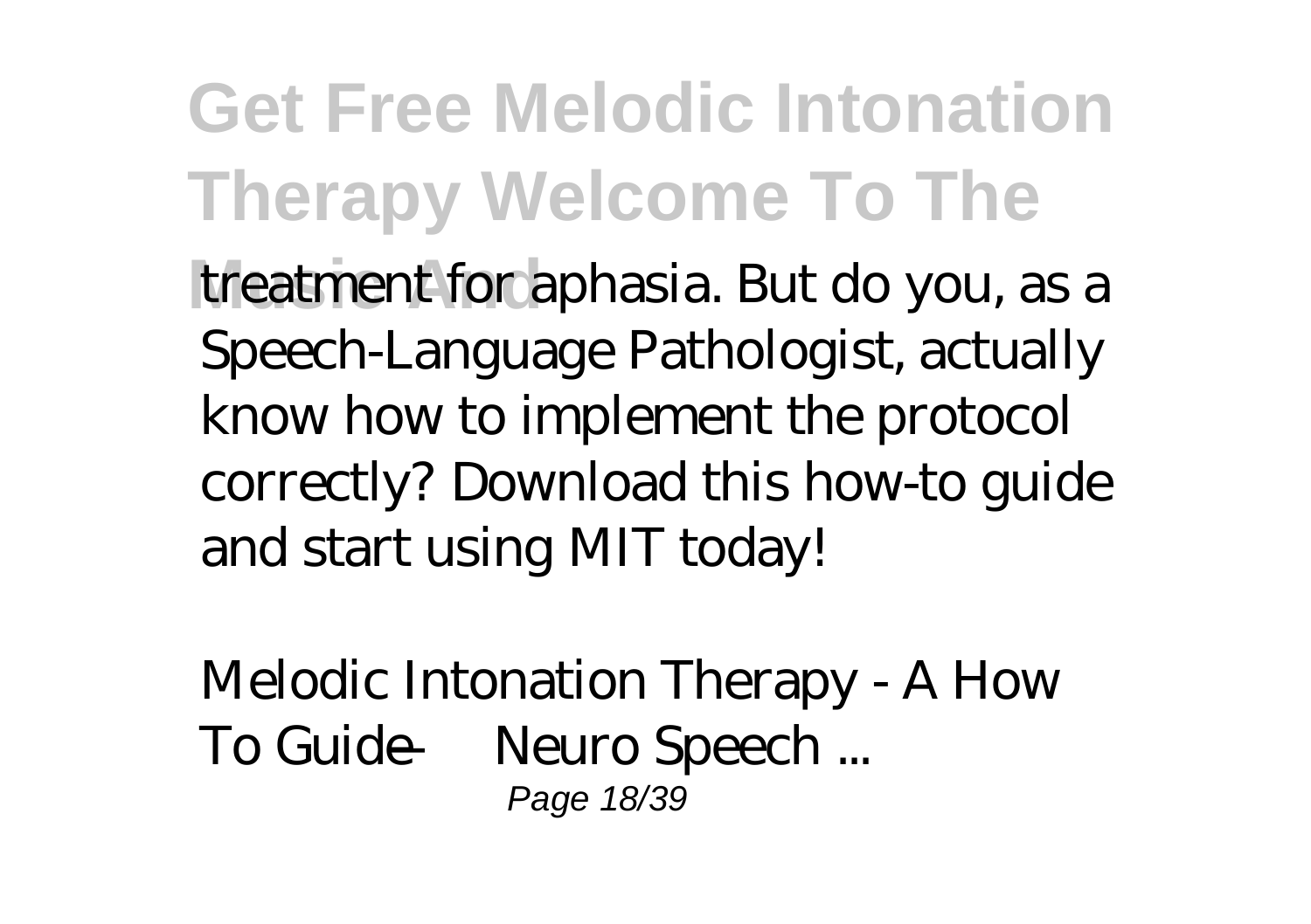treatment for aphasia. But do you, as a Speech-Language Pathologist, actually know how to implement the protocol correctly? Download this how-to guide and start using MIT today!

*Melodic Intonation Therapy - A How To Guide — Neuro Speech ...*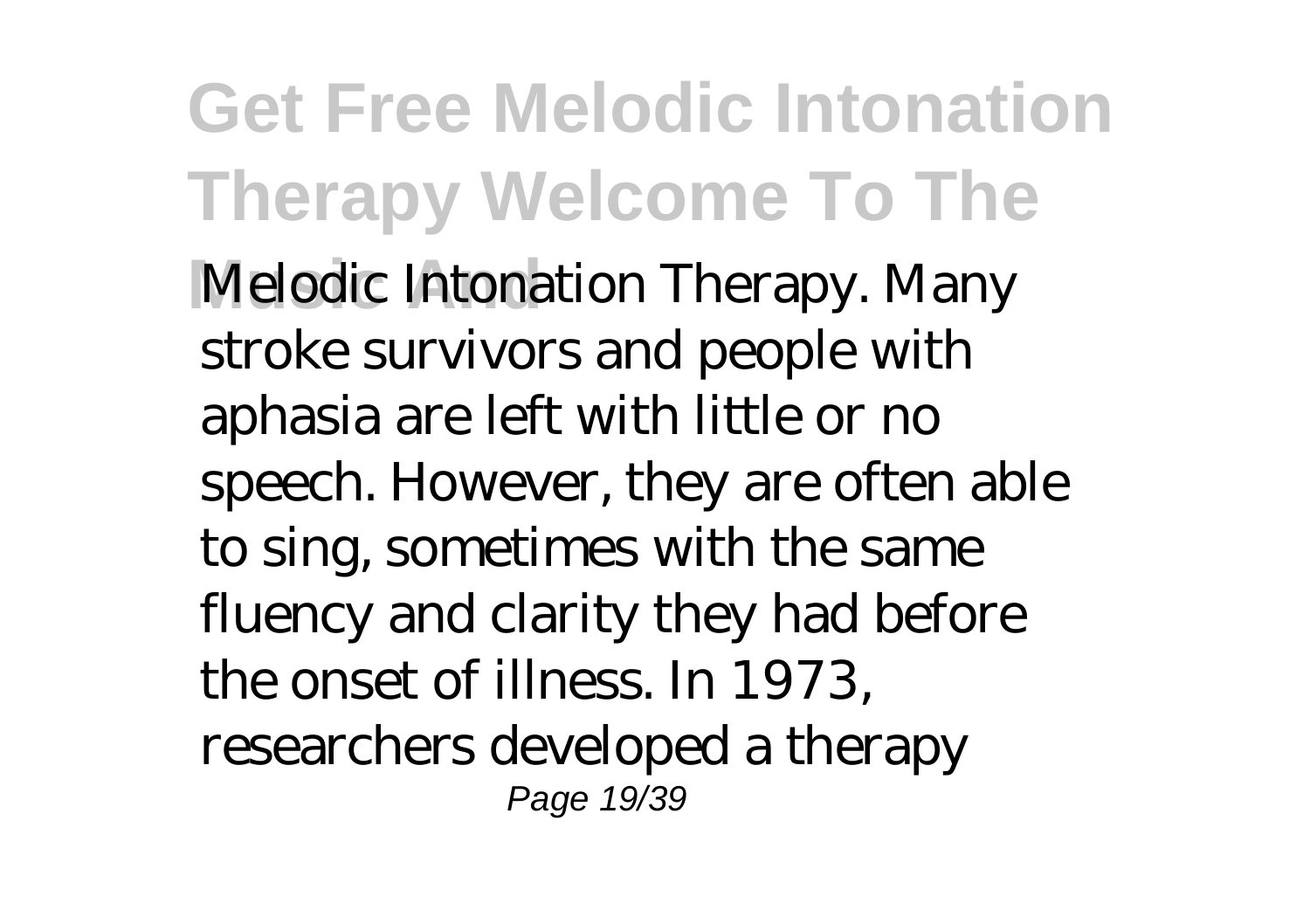Melodic Intonation Therapy. Many stroke survivors and people with aphasia are left with little or no speech. However, they are often able to sing, sometimes with the same fluency and clarity they had before the onset of illness. In 1973, researchers developed a therapy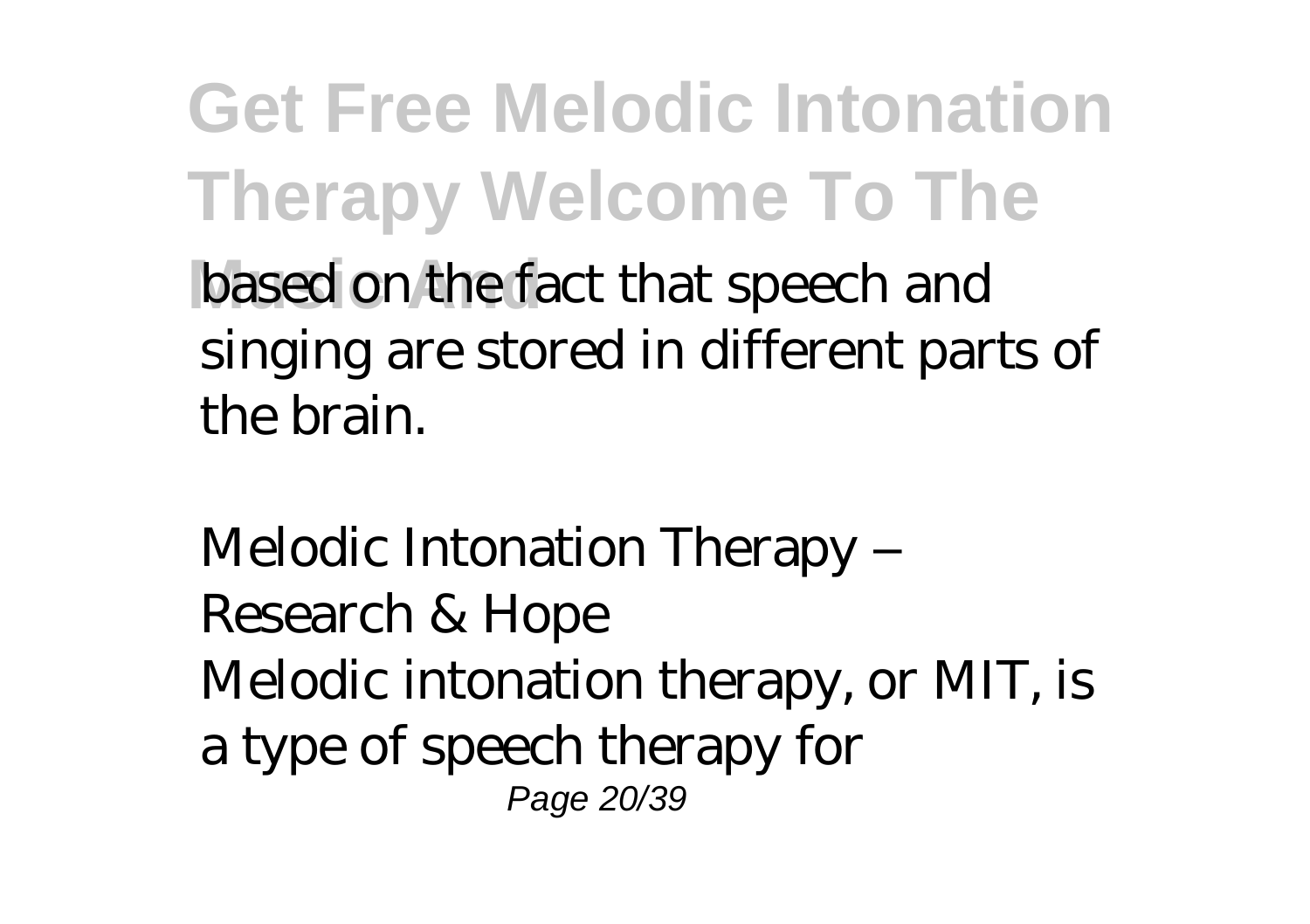based on the fact that speech and singing are stored in different parts of the brain.

*Melodic Intonation Therapy – Research & Hope*

Melodic intonation therapy, or MIT, is a type of speech therapy for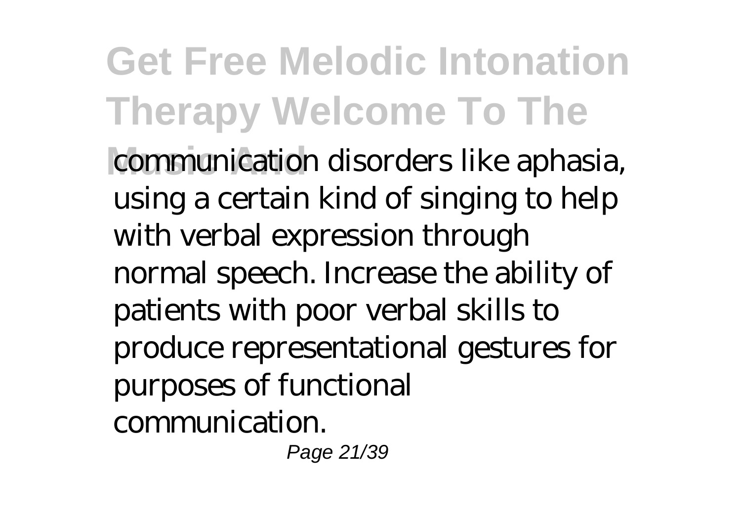communication disorders like aphasia, using a certain kind of singing to help with verbal expression through normal speech. Increase the ability of patients with poor verbal skills to produce representational gestures for purposes of functional communication.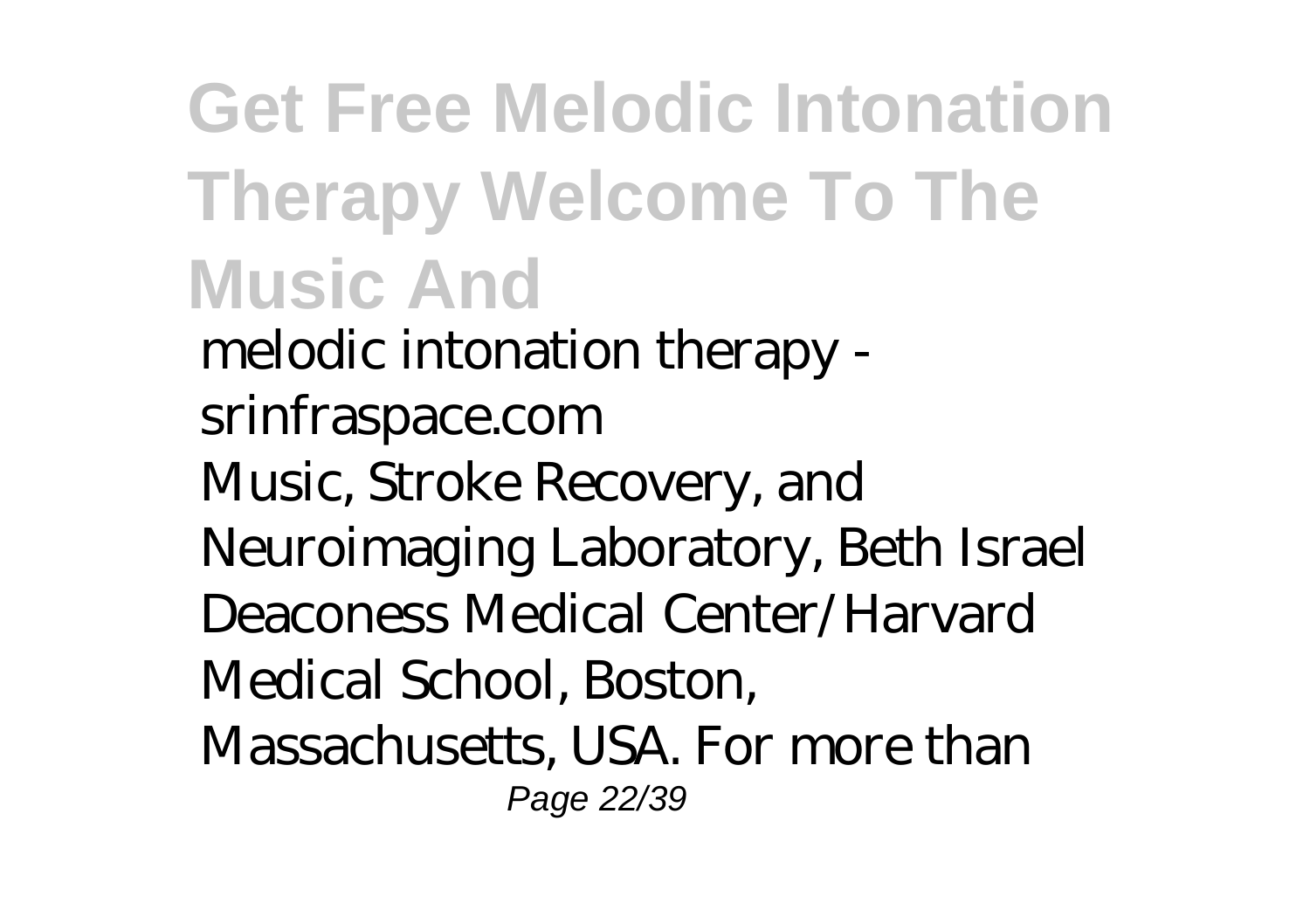# Get Free Melodic Intonation Therapy Welcome To The Music And

*melodic intonation therapy - srinfraspace.com*

Music, Stroke Recovery, and Neuroimaging Laboratory, Beth Israel Deaconess Medical Center/Harvard Medical School, Boston, Massachusetts, USA. For more than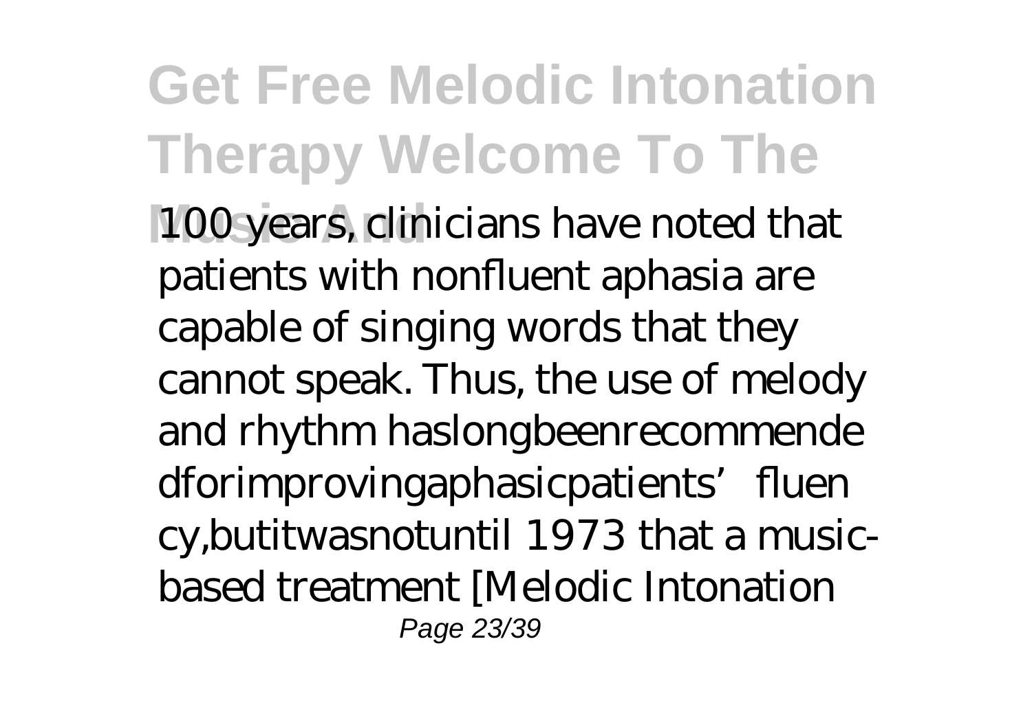100 years, clinicians have noted that patients with nonfluent aphasia are capable of singing words that they cannot speak. Thus, the use of melody and rhythm haslongbeenrecommendedforimprovingaphasicpatients' fluency,butitwasnotuntil 1973 that a music-based treatment [Melodic Intonation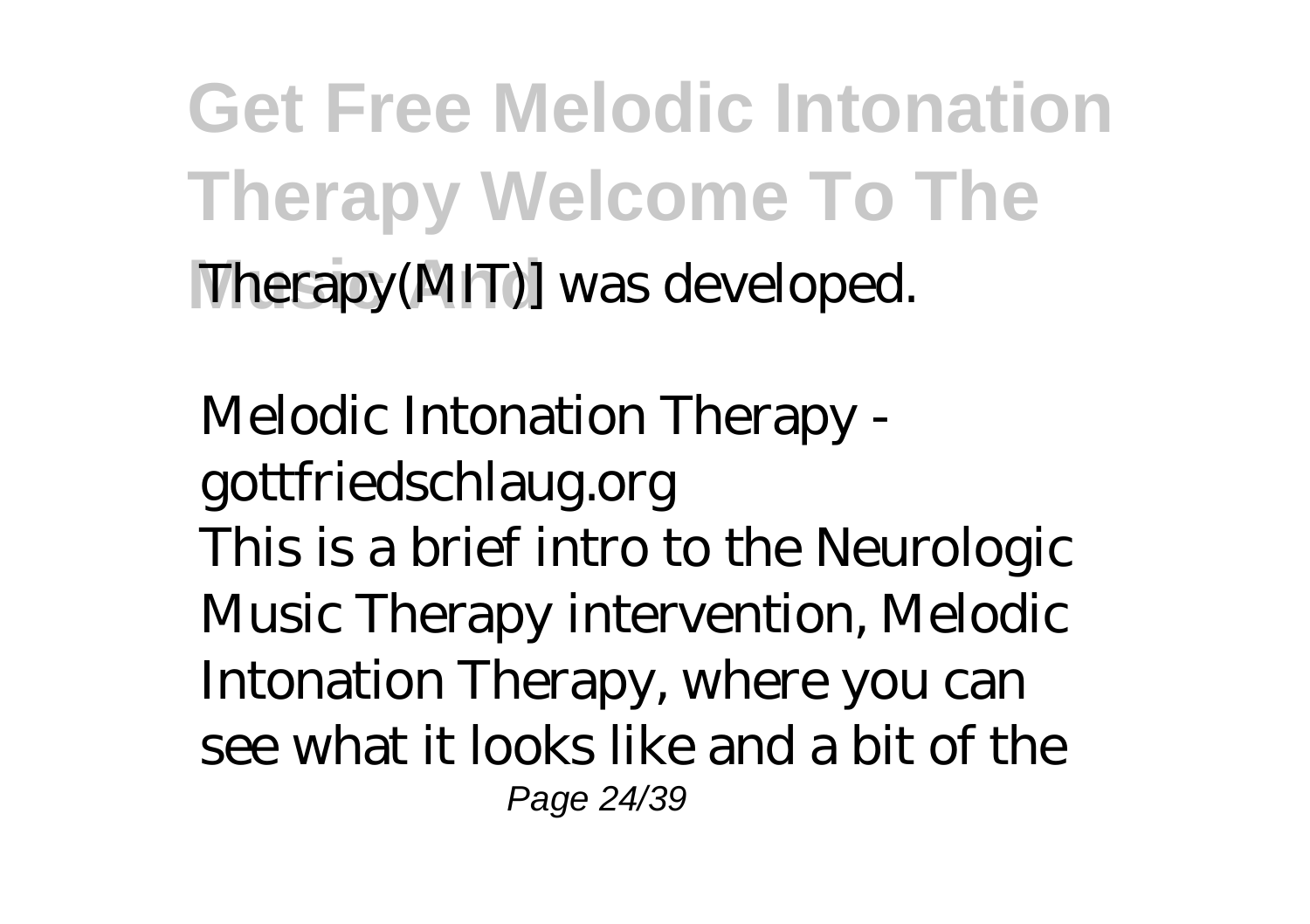Therapy(MIT)] was developed.

*Melodic Intonation Therapy - gottfriedschlaug.org*

This is a brief intro to the Neurologic Music Therapy intervention, Melodic Intonation Therapy, where you can see what it looks like and a bit of the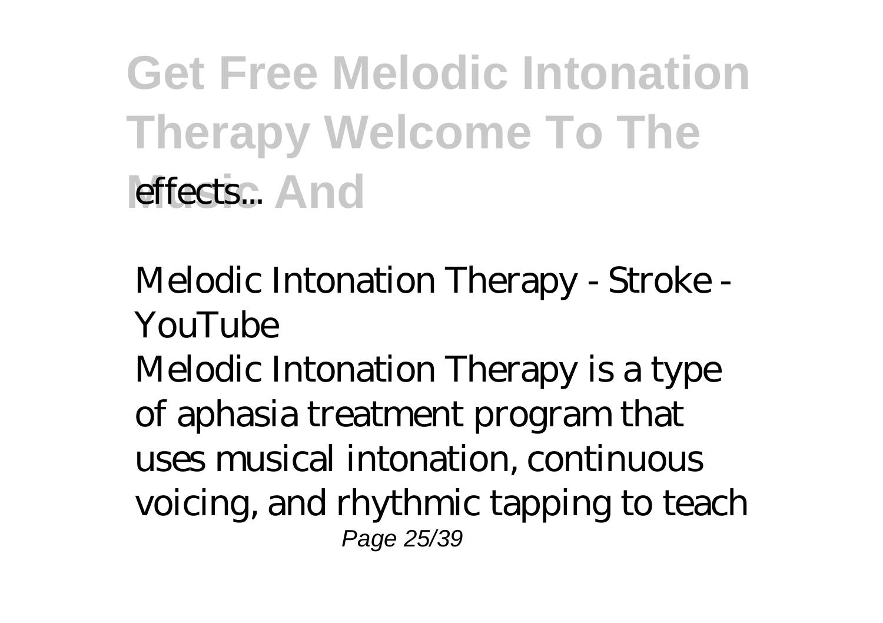effects...

Melodic Intonation Therapy - Stroke - YouTube

Melodic Intonation Therapy is a type of aphasia treatment program that uses musical intonation, continuous voicing, and rhythmic tapping to teach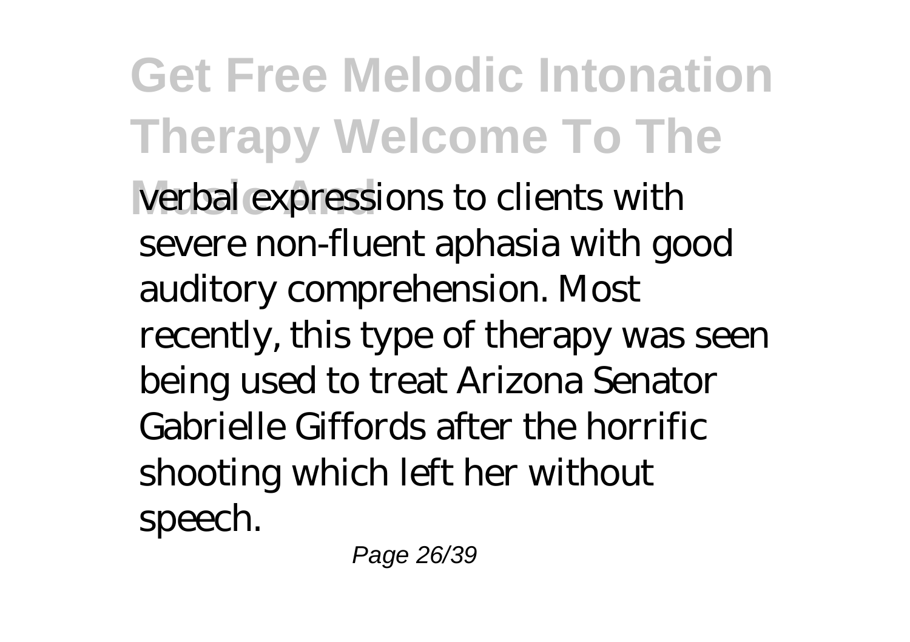verbal expressions to clients with severe non-fluent aphasia with good auditory comprehension. Most recently, this type of therapy was seen being used to treat Arizona Senator Gabrielle Giffords after the horrific shooting which left her without speech.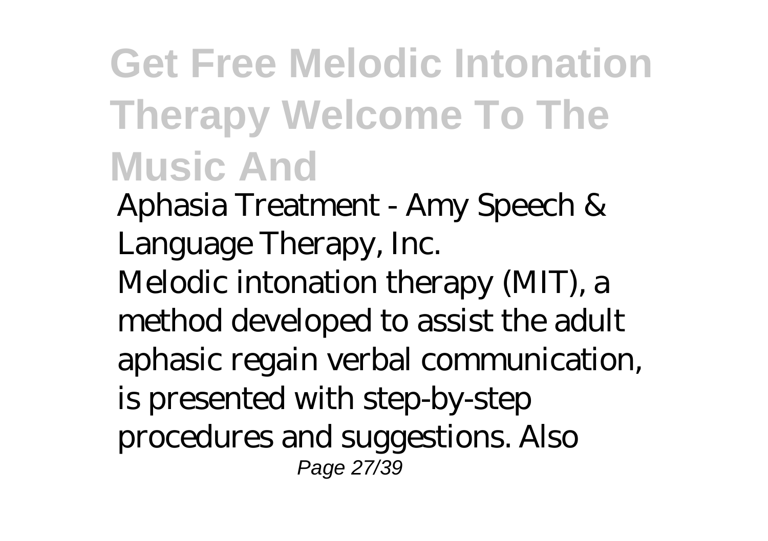# Get Free Melodic Intonation Therapy Welcome To The Music And

*Aphasia Treatment - Amy Speech & Language Therapy, Inc.*

Melodic intonation therapy (MIT), a method developed to assist the adult aphasic regain verbal communication, is presented with step-by-step procedures and suggestions. Also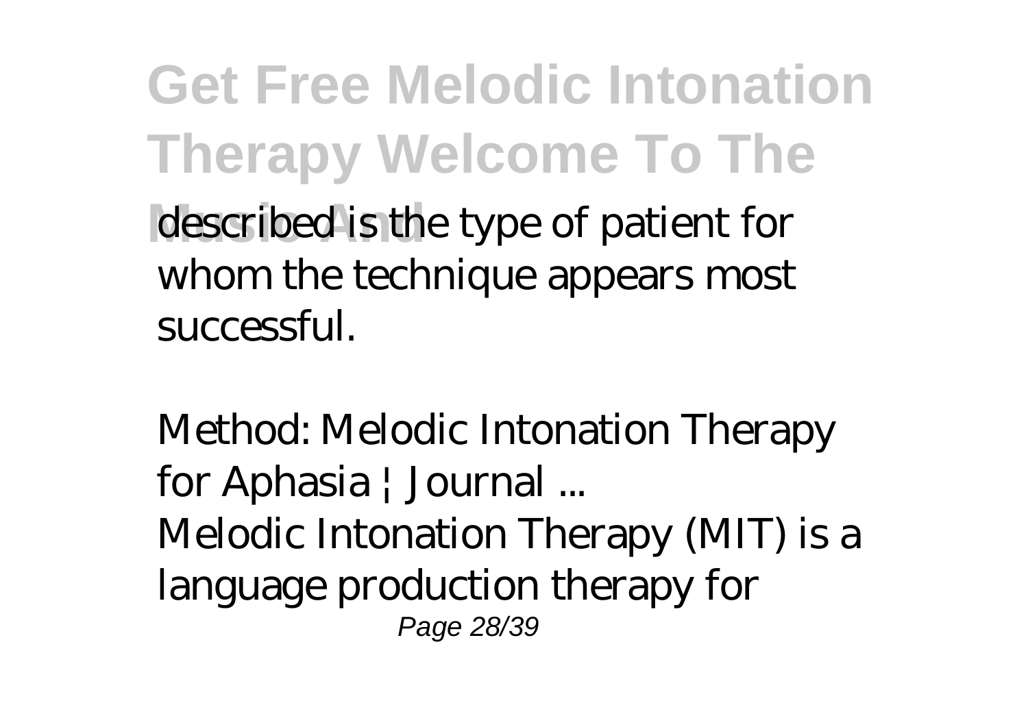described is the type of patient for whom the technique appears most successful.

*Method: Melodic Intonation Therapy for Aphasia | Journal ...*

Melodic Intonation Therapy (MIT) is a language production therapy for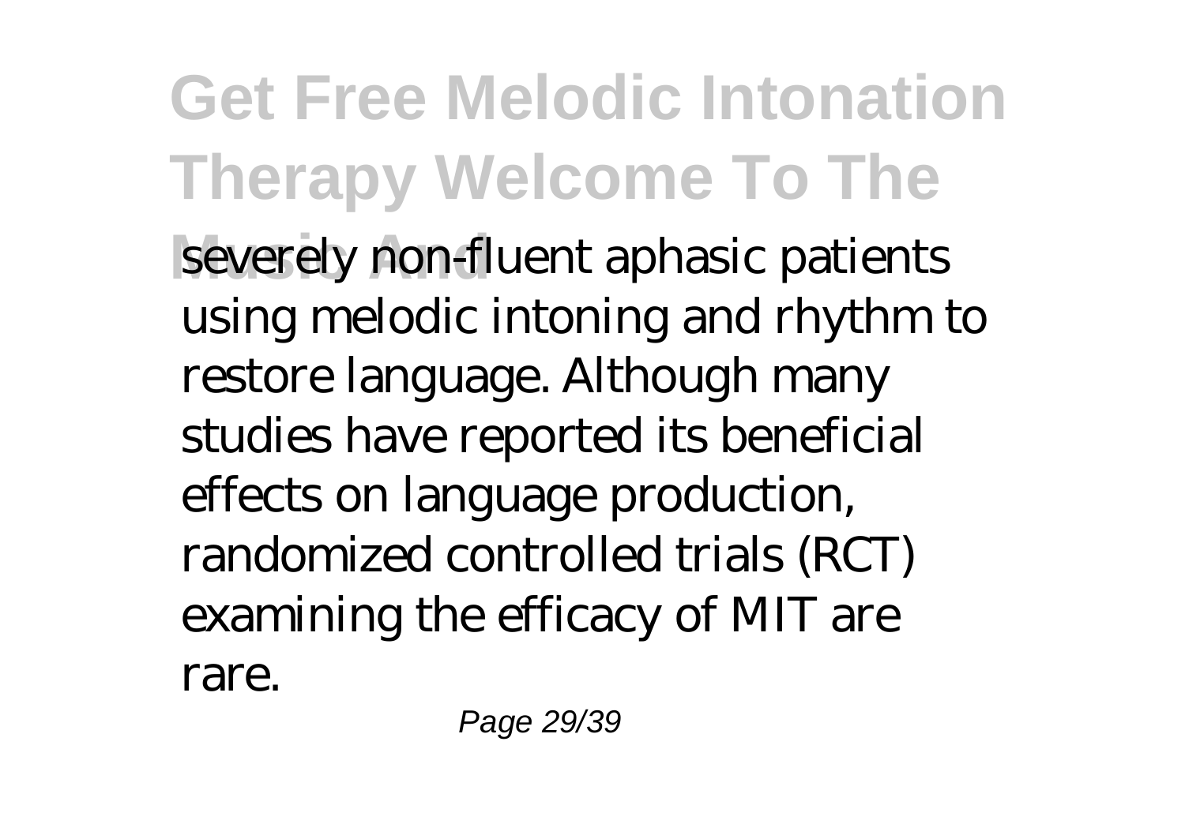severely non-fluent aphasic patients using melodic intoning and rhythm to restore language. Although many studies have reported its beneficial effects on language production, randomized controlled trials (RCT) examining the efficacy of MIT are rare.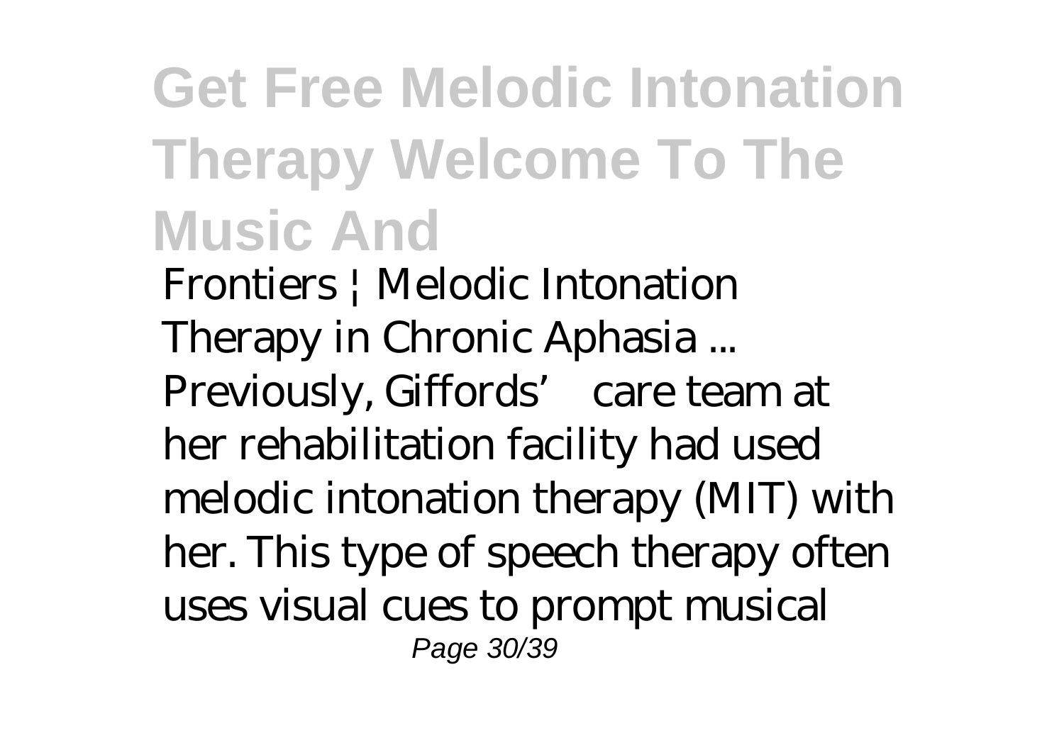# Get Free Melodic Intonation Therapy Welcome To The Music And

*Frontiers | Melodic Intonation Therapy in Chronic Aphasia ...*

Previously, Giffords' care team at her rehabilitation facility had used melodic intonation therapy (MIT) with her. This type of speech therapy often uses visual cues to prompt musical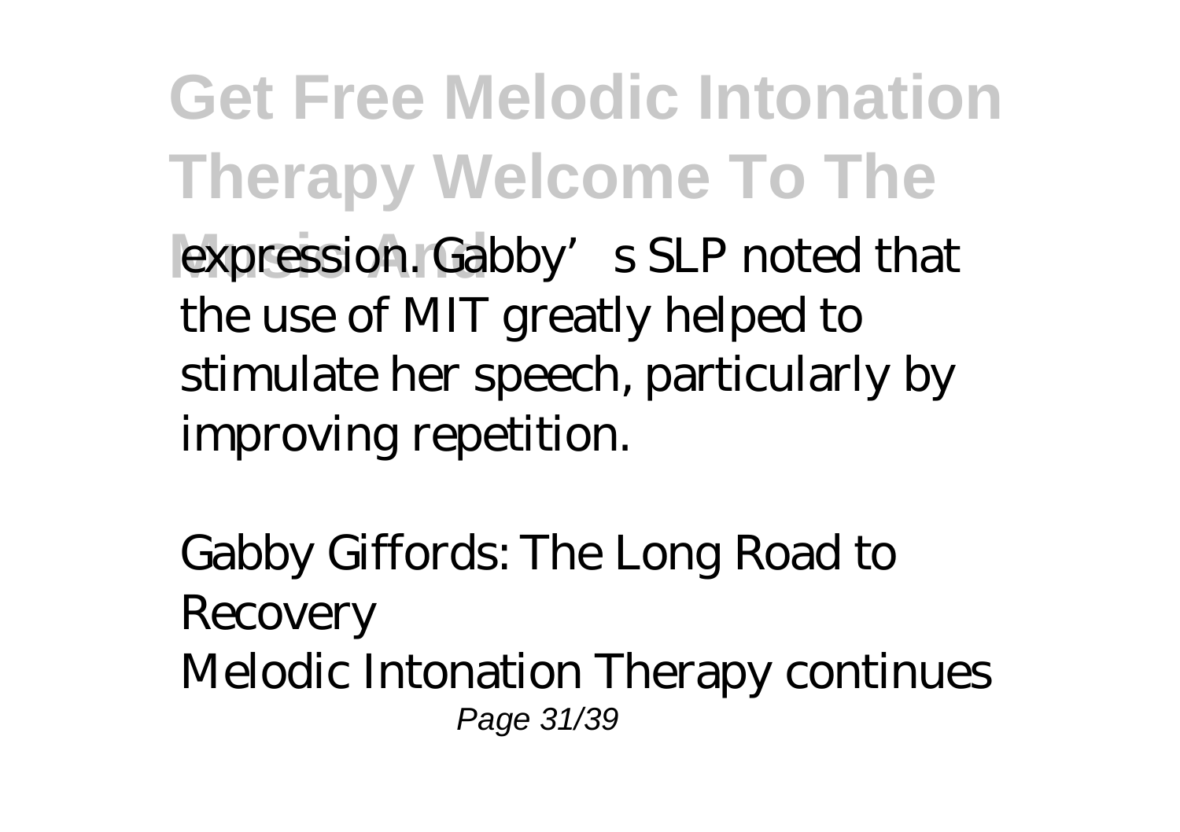expression. Gabby' s SLP noted that the use of MIT greatly helped to stimulate her speech, particularly by improving repetition.

*Gabby Giffords: The Long Road to Recovery*

Melodic Intonation Therapy continues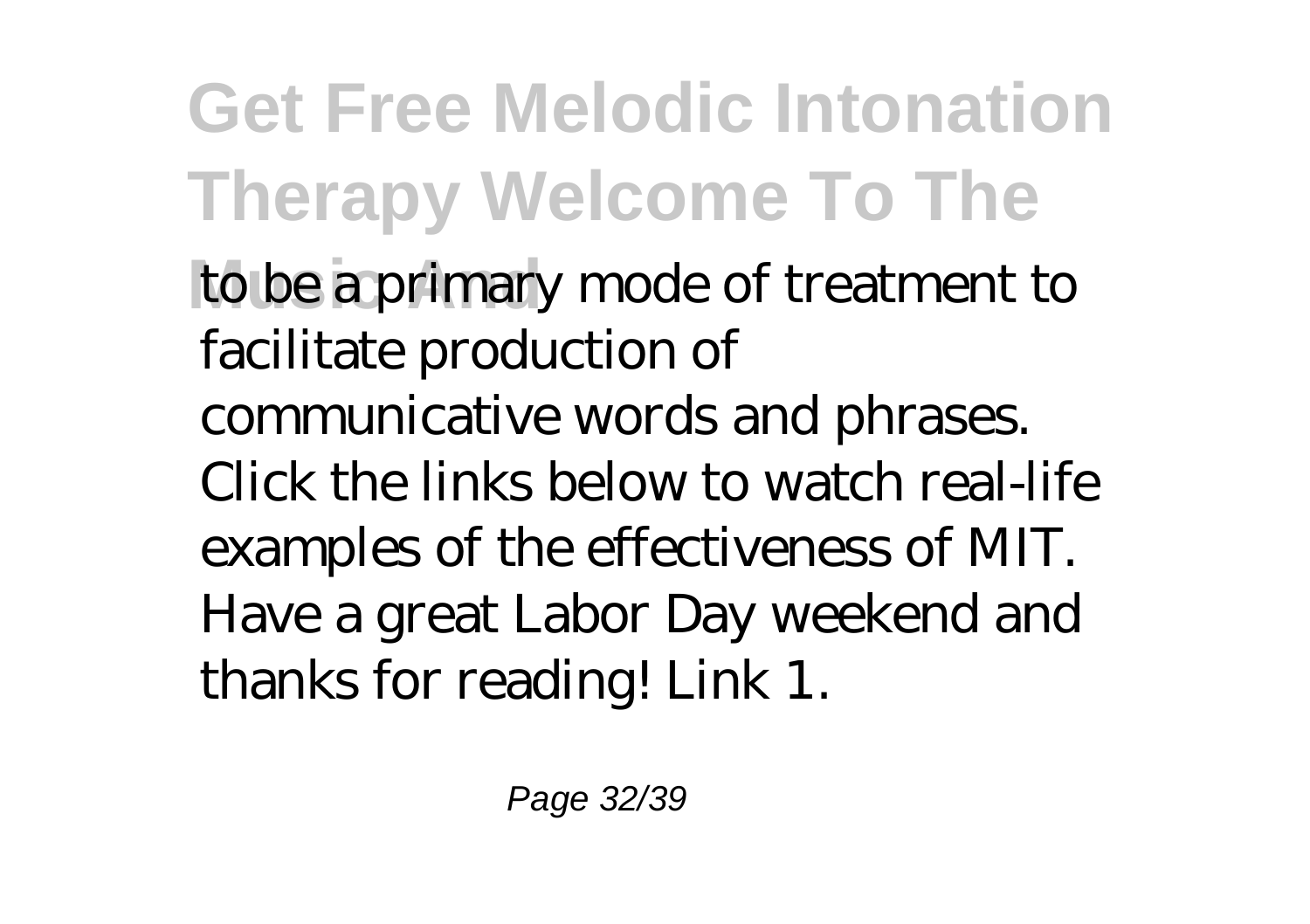to be a primary mode of treatment to facilitate production of communicative words and phrases. Click the links below to watch real-life examples of the effectiveness of MIT. Have a great Labor Day weekend and thanks for reading! Link 1.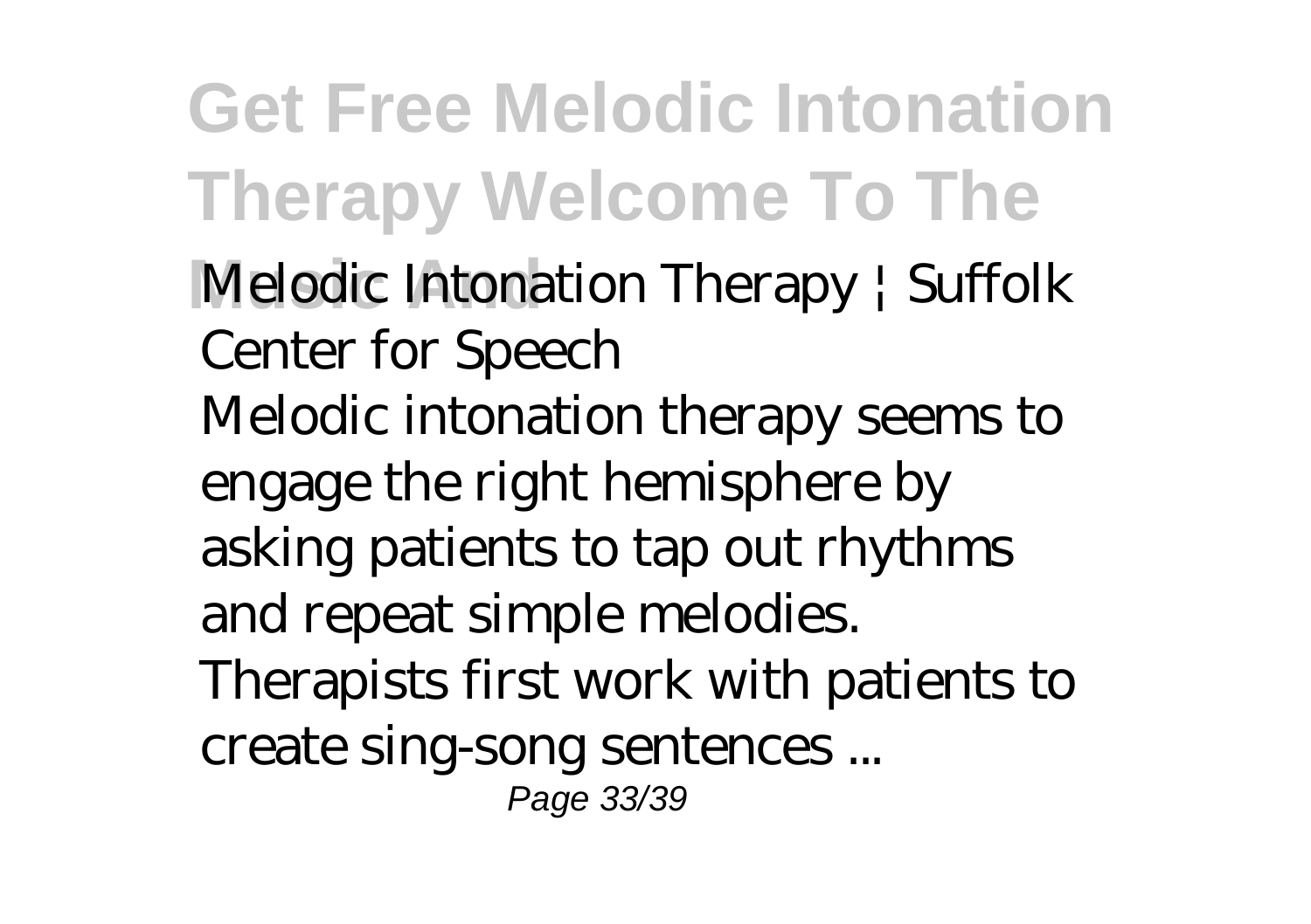Melodic Intonation Therapy | Suffolk Center for Speech

Melodic intonation therapy seems to engage the right hemisphere by asking patients to tap out rhythms and repeat simple melodies. Therapists first work with patients to create sing-song sentences ...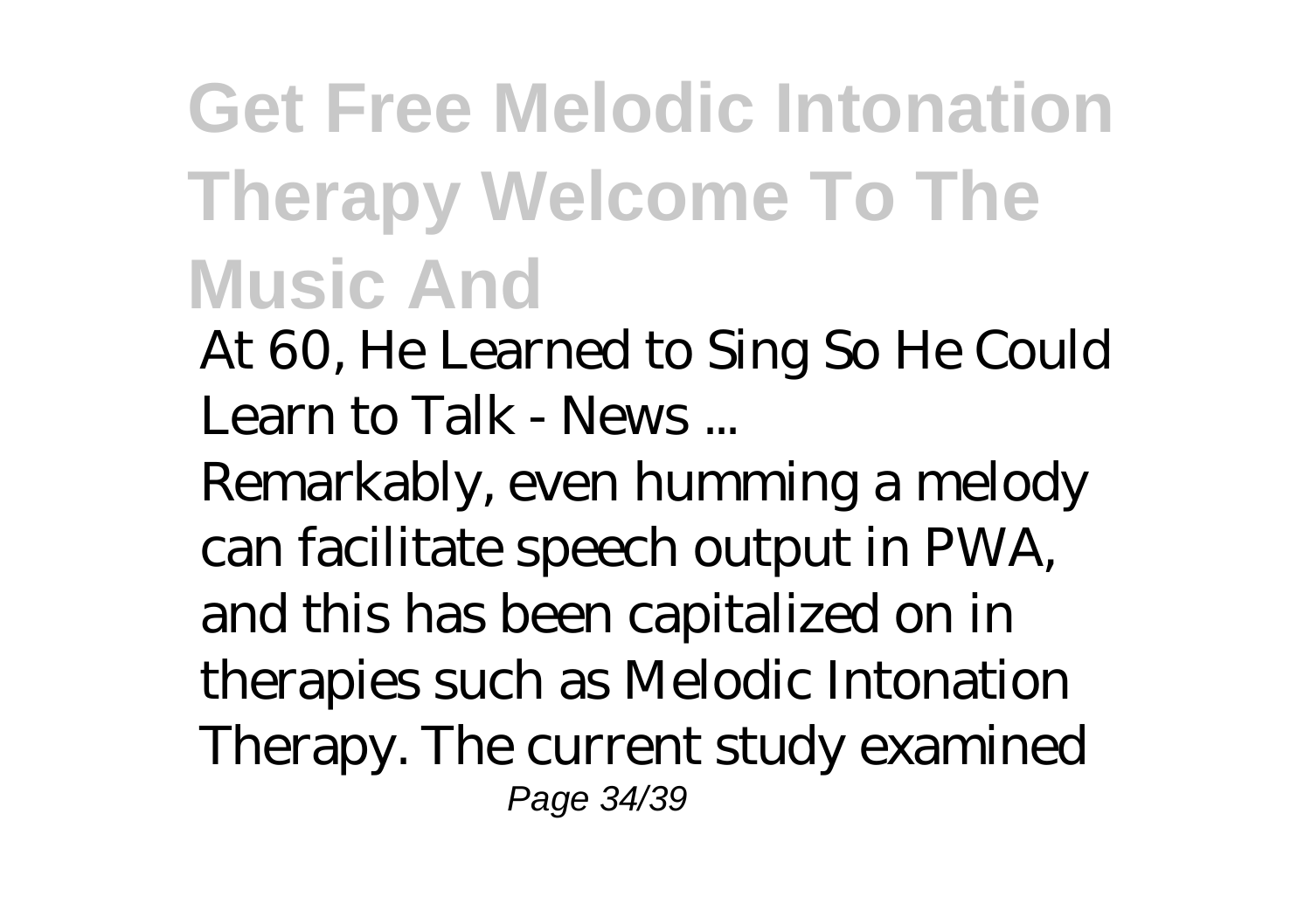# Get Free Melodic Intonation Therapy Welcome To The Music And

*At 60, He Learned to Sing So He Could Learn to Talk - News ...*

Remarkably, even humming a melody can facilitate speech output in PWA, and this has been capitalized on in therapies such as Melodic Intonation Therapy. The current study examined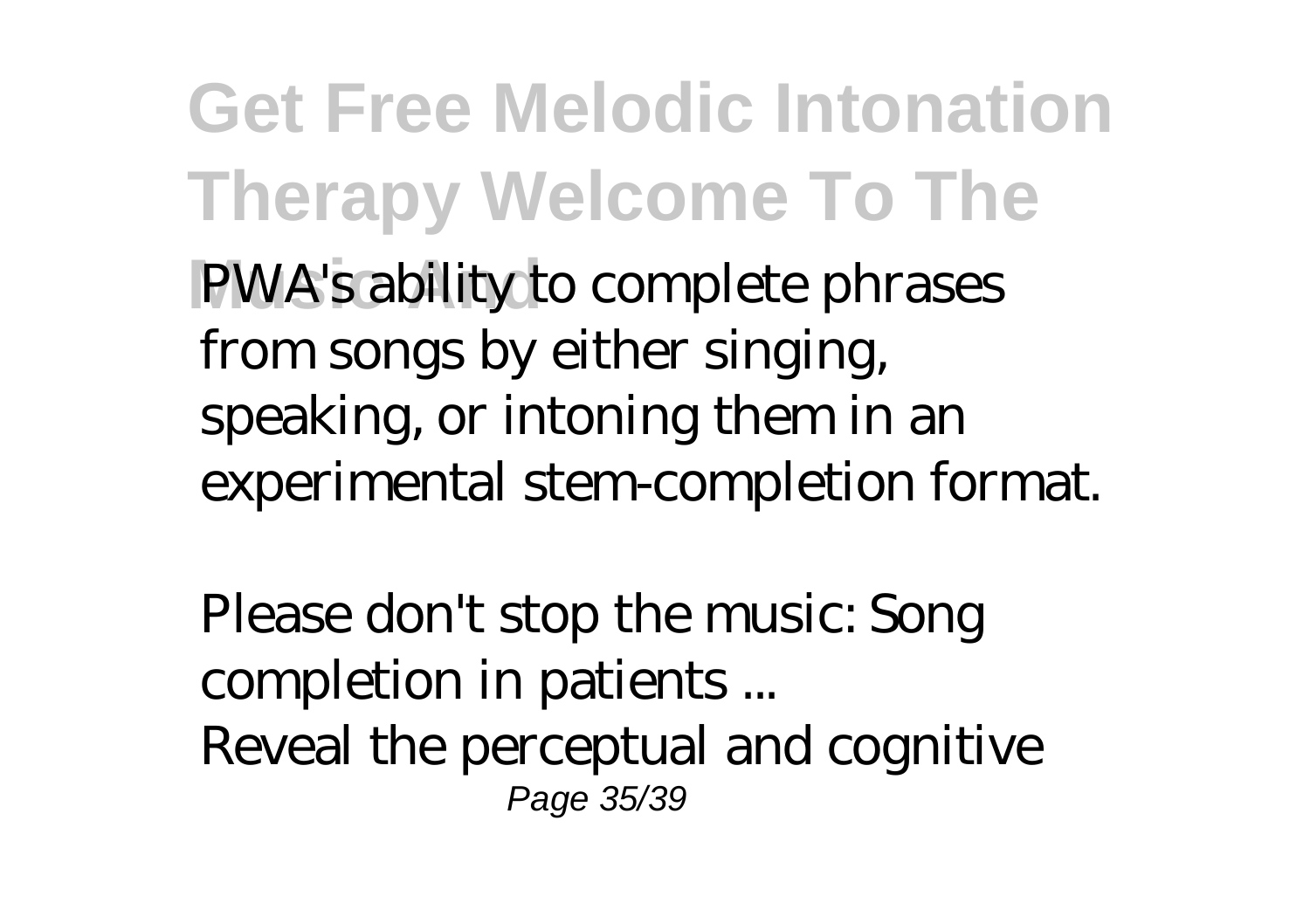PWA's ability to complete phrases from songs by either singing, speaking, or intoning them in an experimental stem-completion format.

*Please don't stop the music: Song completion in patients ...*

Reveal the perceptual and cognitive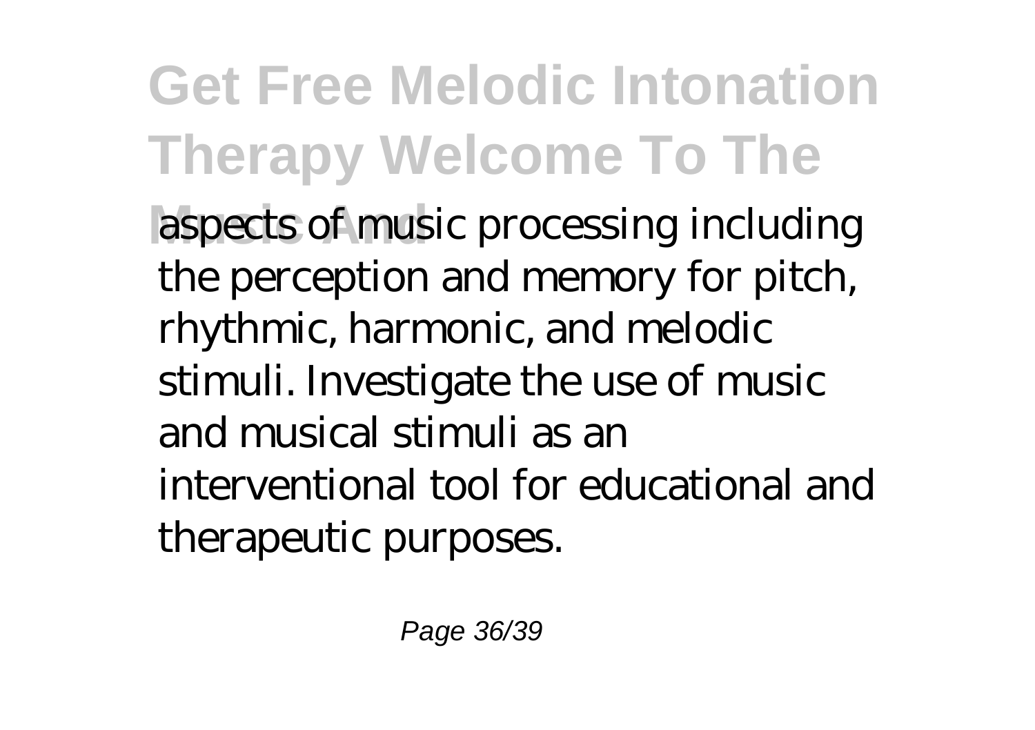aspects of music processing including the perception and memory for pitch, rhythmic, harmonic, and melodic stimuli. Investigate the use of music and musical stimuli as an interventional tool for educational and therapeutic purposes.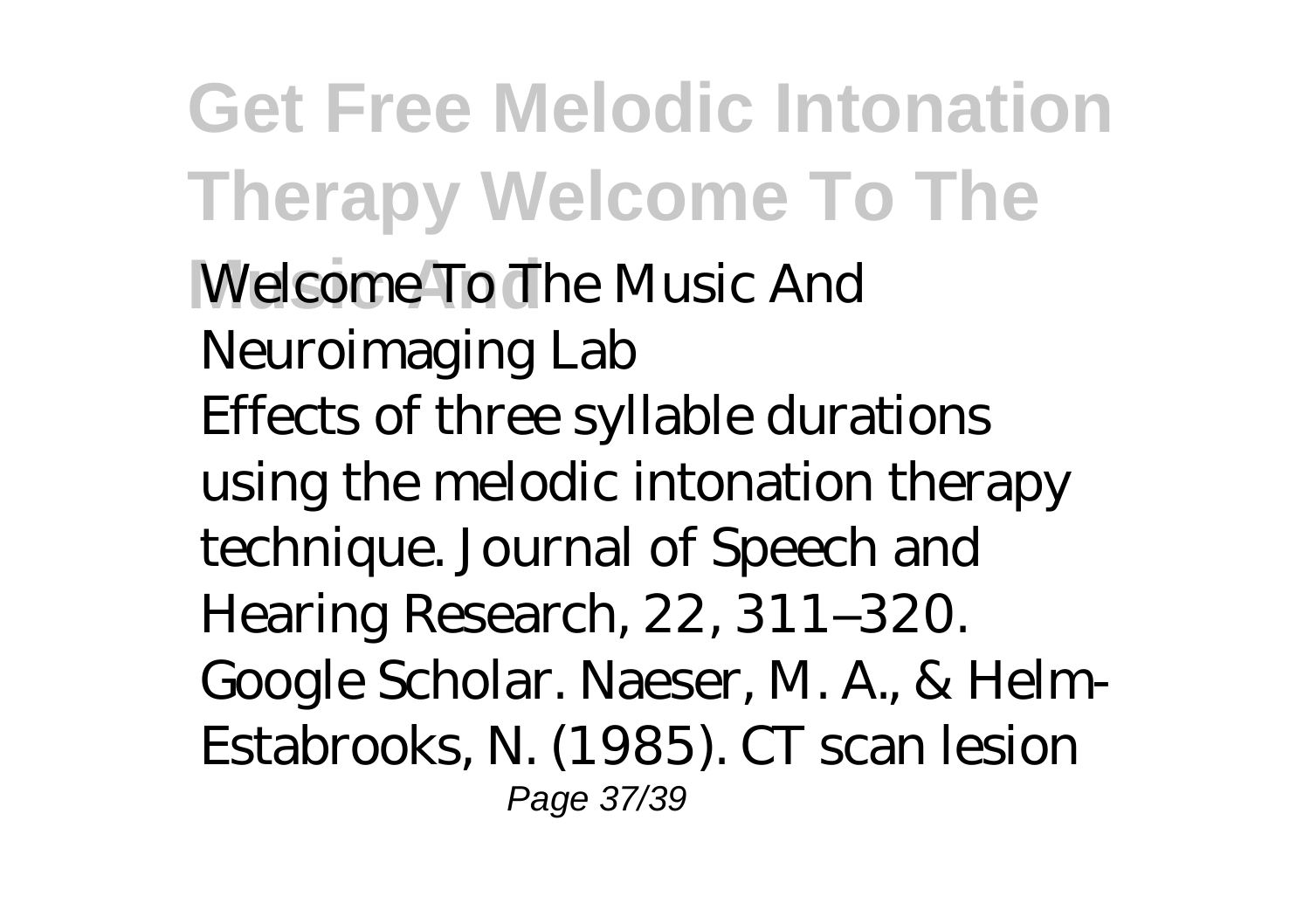**Welcome To The Music And Neuroimaging Lab**

Effects of three syllable durations using the melodic intonation therapy technique. Journal of Speech and Hearing Research, 22, 311–320. Google Scholar. Naeser, M. A., & Helm-Estabrooks, N. (1985). CT scan lesion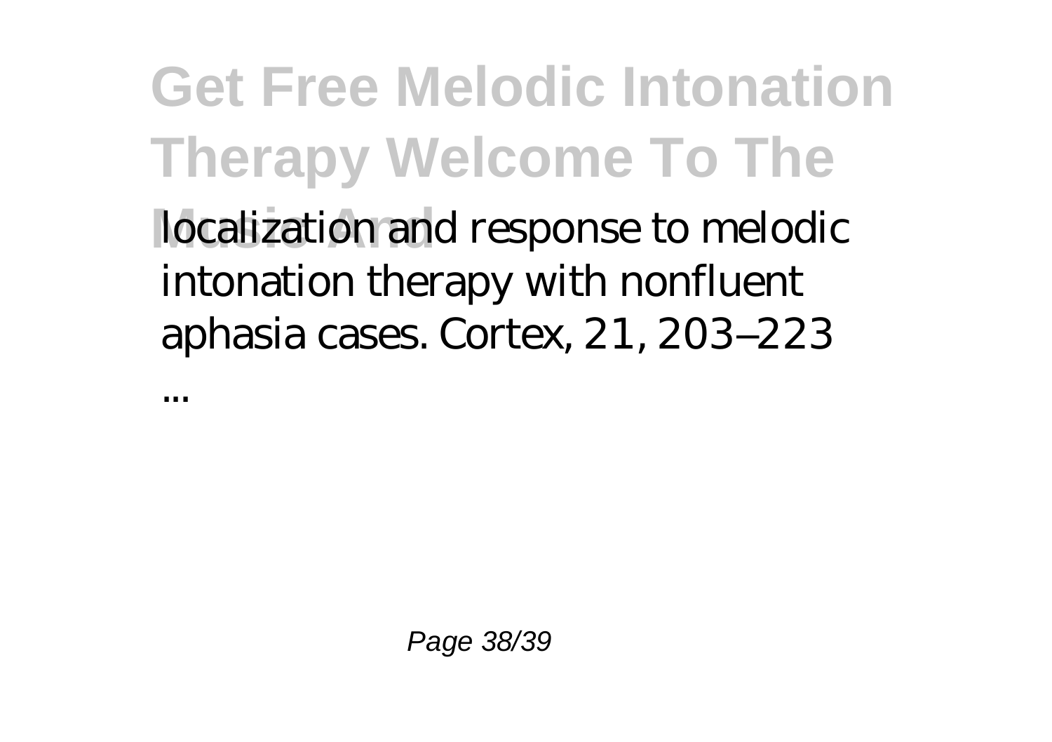localization and response to melodic intonation therapy with nonfluent aphasia cases. Cortex, 21, 203–223

...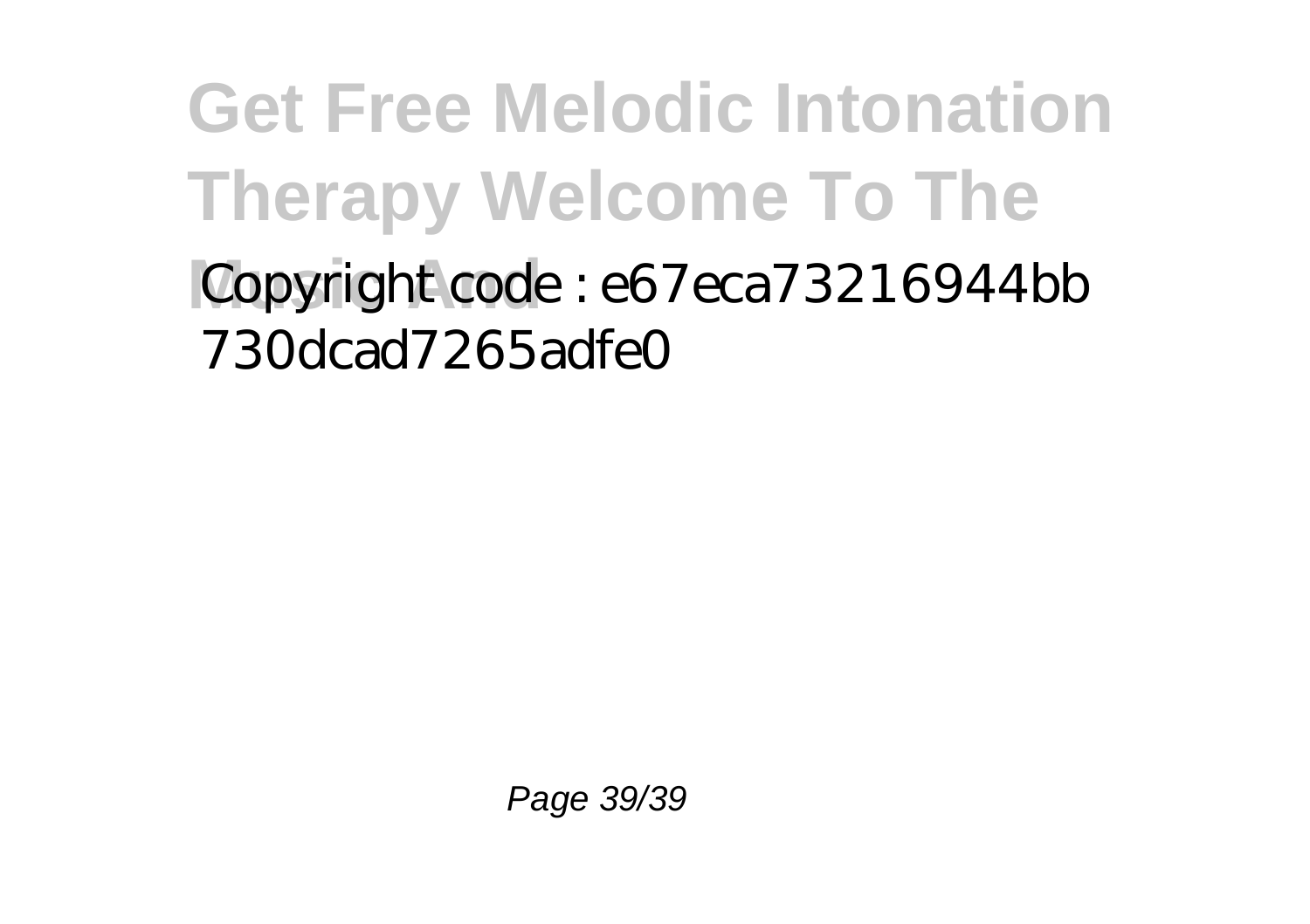Copyright code : e67eca73216944bb730dcad7265adfe0